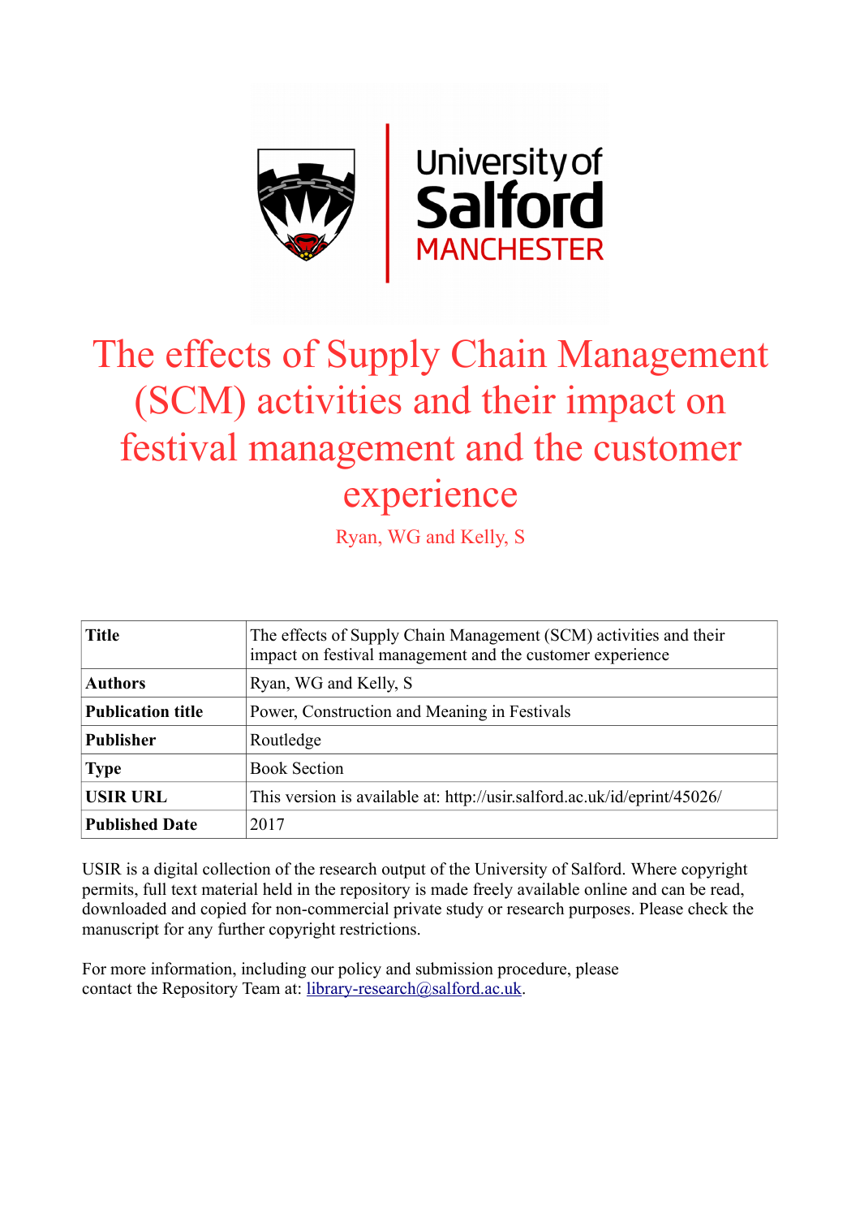# The effects of Supply Chain Management (SCM) activities and their impact on festival management and the customer experience

Ryan, WG and Kelly, S

| Title | The effects of Supply Chain Management (SCM) activities and their impact on festival management and the customer experience |
|---|---|
| Authors | Ryan, WG and Kelly, S |
| Publication title | Power, Construction and Meaning in Festivals |
| Publisher | Routledge |
| Type | Book Section |
| USIR URL | This version is available at: http://usir.salford.ac.uk/id/eprint/45026/ |
| Published Date | 2017 |

USIR is a digital collection of the research output of the University of Salford. Where copyright permits, full text material held in the repository is made freely available online and can be read, downloaded and copied for non-commercial private study or research purposes. Please check the manuscript for any further copyright restrictions.

For more information, including our policy and submission procedure, please contact the Repository Team at: library-research@salford.ac.uk.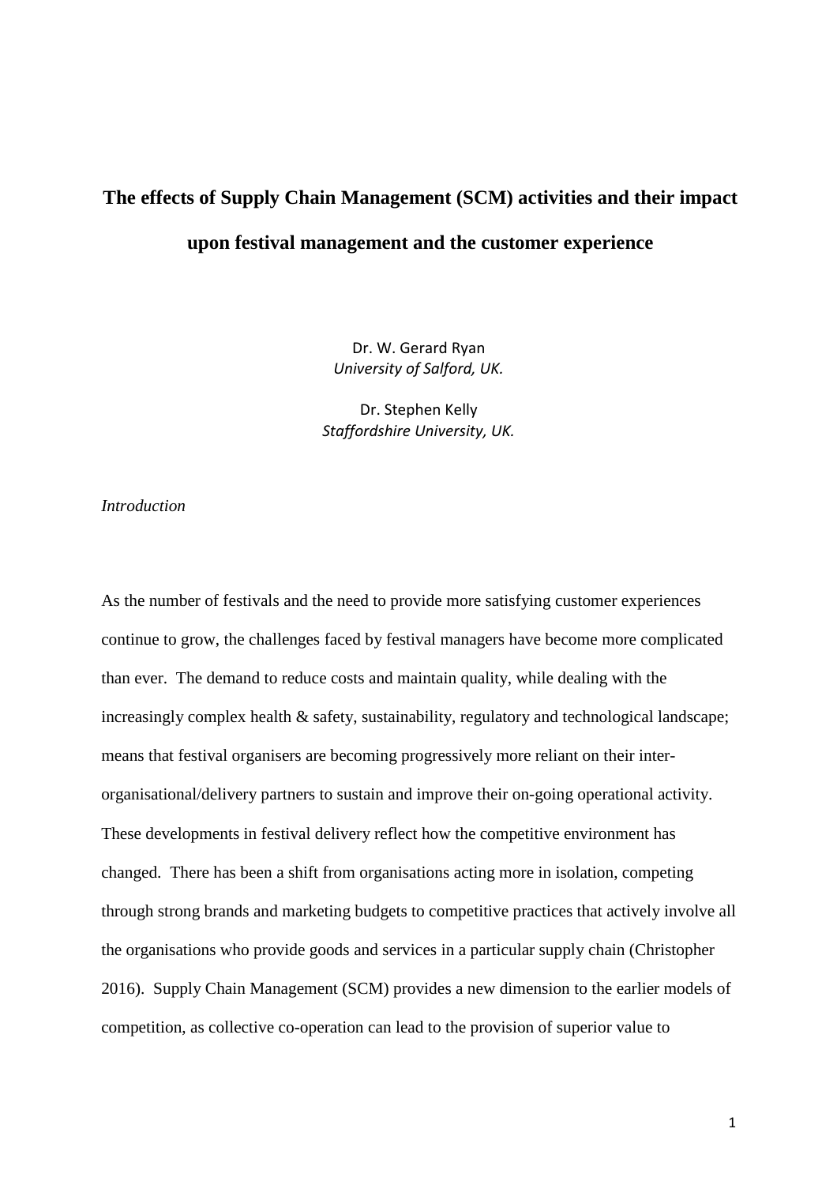# The effects of Supply Chain Management (SCM) activities and their impact upon festival management and the customer experience

Dr. W. Gerard Ryan
*University of Salford, UK.*

Dr. Stephen Kelly
*Staffordshire University, UK.*

*Introduction*

As the number of festivals and the need to provide more satisfying customer experiences continue to grow, the challenges faced by festival managers have become more complicated than ever. The demand to reduce costs and maintain quality, while dealing with the increasingly complex health & safety, sustainability, regulatory and technological landscape; means that festival organisers are becoming progressively more reliant on their inter-organisational/delivery partners to sustain and improve their on-going operational activity. These developments in festival delivery reflect how the competitive environment has changed. There has been a shift from organisations acting more in isolation, competing through strong brands and marketing budgets to competitive practices that actively involve all the organisations who provide goods and services in a particular supply chain (Christopher 2016). Supply Chain Management (SCM) provides a new dimension to the earlier models of competition, as collective co-operation can lead to the provision of superior value to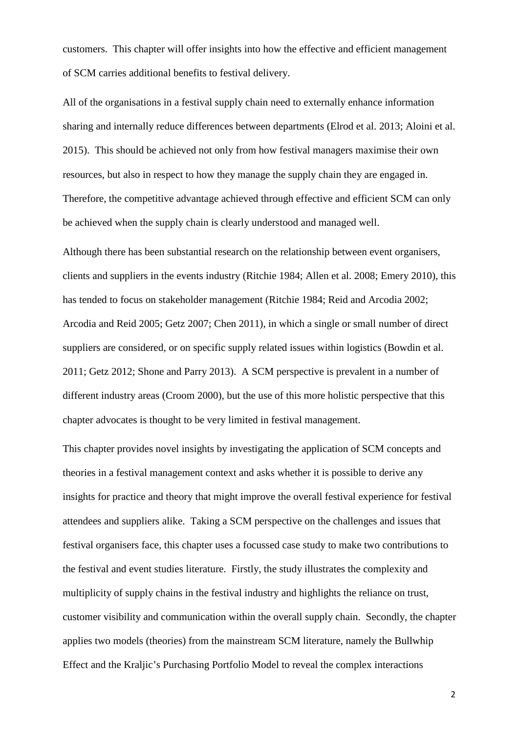customers. This chapter will offer insights into how the effective and efficient management of SCM carries additional benefits to festival delivery.

All of the organisations in a festival supply chain need to externally enhance information sharing and internally reduce differences between departments (Elrod et al. 2013; Aloini et al. 2015). This should be achieved not only from how festival managers maximise their own resources, but also in respect to how they manage the supply chain they are engaged in. Therefore, the competitive advantage achieved through effective and efficient SCM can only be achieved when the supply chain is clearly understood and managed well.

Although there has been substantial research on the relationship between event organisers, clients and suppliers in the events industry (Ritchie 1984; Allen et al. 2008; Emery 2010), this has tended to focus on stakeholder management (Ritchie 1984; Reid and Arcodia 2002; Arcodia and Reid 2005; Getz 2007; Chen 2011), in which a single or small number of direct suppliers are considered, or on specific supply related issues within logistics (Bowdin et al. 2011; Getz 2012; Shone and Parry 2013). A SCM perspective is prevalent in a number of different industry areas (Croom 2000), but the use of this more holistic perspective that this chapter advocates is thought to be very limited in festival management.

This chapter provides novel insights by investigating the application of SCM concepts and theories in a festival management context and asks whether it is possible to derive any insights for practice and theory that might improve the overall festival experience for festival attendees and suppliers alike. Taking a SCM perspective on the challenges and issues that festival organisers face, this chapter uses a focussed case study to make two contributions to the festival and event studies literature. Firstly, the study illustrates the complexity and multiplicity of supply chains in the festival industry and highlights the reliance on trust, customer visibility and communication within the overall supply chain. Secondly, the chapter applies two models (theories) from the mainstream SCM literature, namely the Bullwhip Effect and the Kraljic's Purchasing Portfolio Model to reveal the complex interactions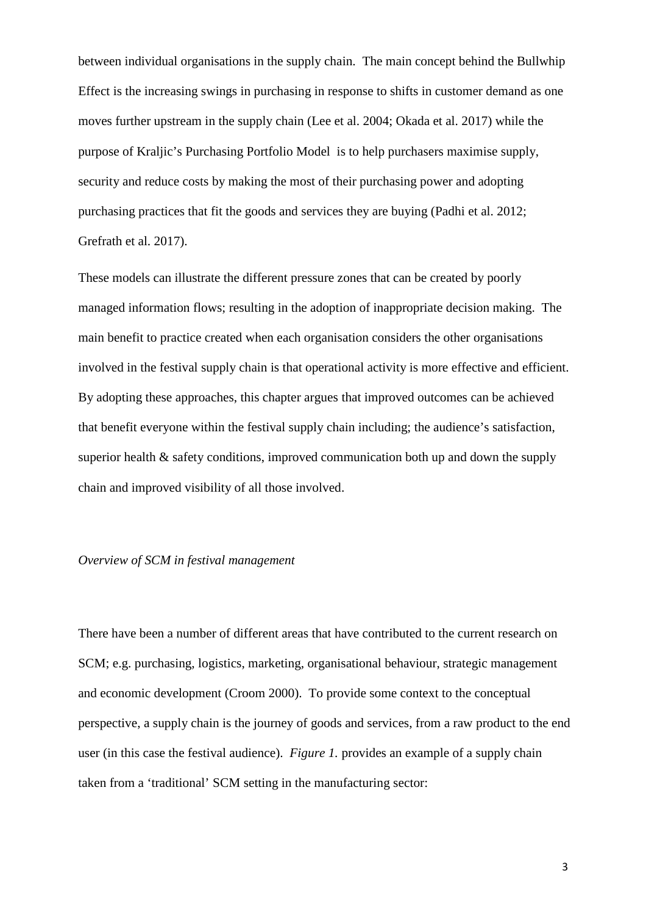between individual organisations in the supply chain. The main concept behind the Bullwhip Effect is the increasing swings in purchasing in response to shifts in customer demand as one moves further upstream in the supply chain (Lee et al. 2004; Okada et al. 2017) while the purpose of Kraljic's Purchasing Portfolio Model is to help purchasers maximise supply, security and reduce costs by making the most of their purchasing power and adopting purchasing practices that fit the goods and services they are buying (Padhi et al. 2012; Grefrath et al. 2017).

These models can illustrate the different pressure zones that can be created by poorly managed information flows; resulting in the adoption of inappropriate decision making. The main benefit to practice created when each organisation considers the other organisations involved in the festival supply chain is that operational activity is more effective and efficient. By adopting these approaches, this chapter argues that improved outcomes can be achieved that benefit everyone within the festival supply chain including; the audience's satisfaction, superior health & safety conditions, improved communication both up and down the supply chain and improved visibility of all those involved.

*Overview of SCM in festival management*

There have been a number of different areas that have contributed to the current research on SCM; e.g. purchasing, logistics, marketing, organisational behaviour, strategic management and economic development (Croom 2000). To provide some context to the conceptual perspective, a supply chain is the journey of goods and services, from a raw product to the end user (in this case the festival audience). *Figure 1.* provides an example of a supply chain taken from a 'traditional' SCM setting in the manufacturing sector: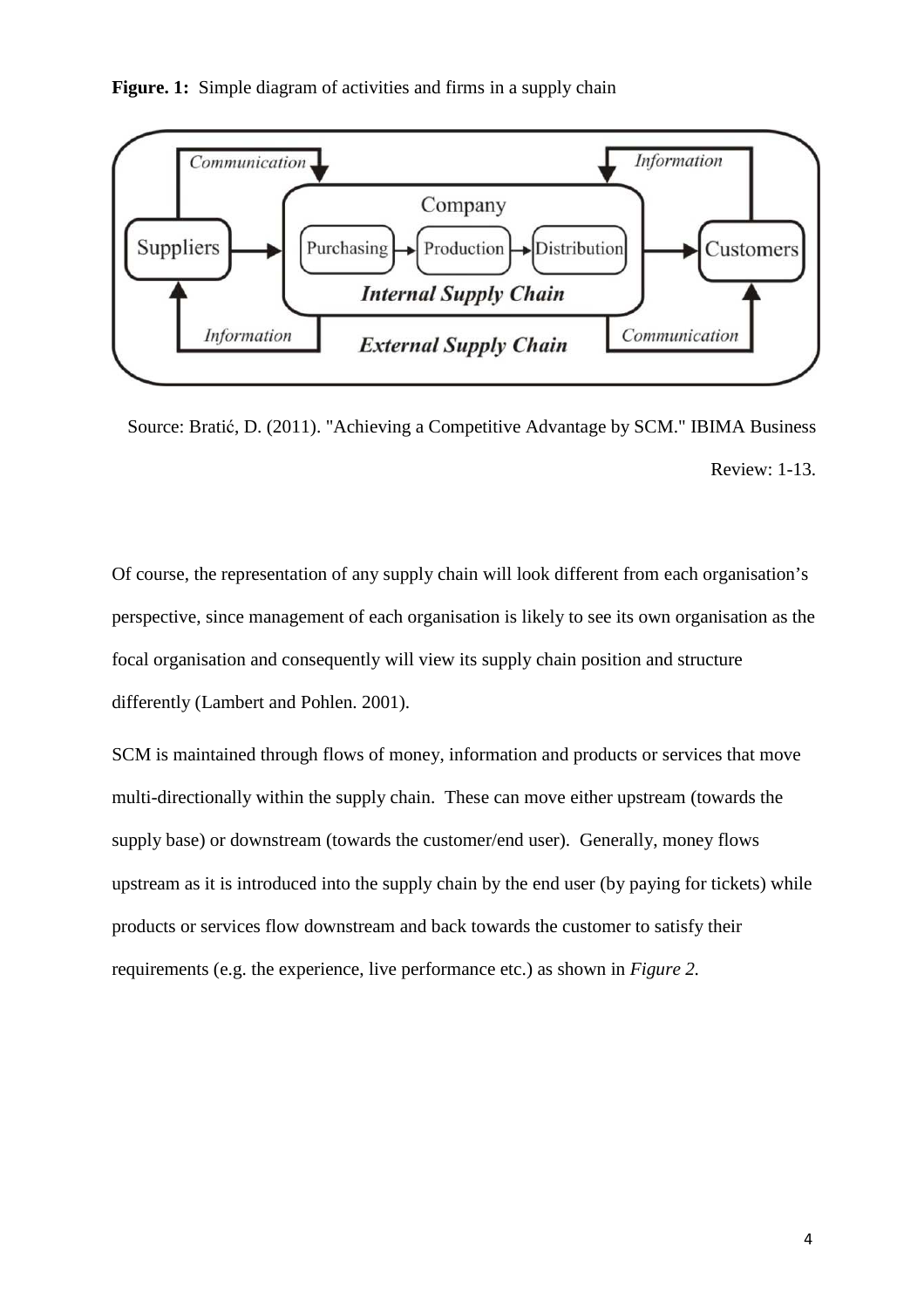**Figure. 1:** Simple diagram of activities and firms in a supply chain

Source: Bratić, D. (2011). "Achieving a Competitive Advantage by SCM." IBIMA Business Review: 1-13.

Of course, the representation of any supply chain will look different from each organisation's perspective, since management of each organisation is likely to see its own organisation as the focal organisation and consequently will view its supply chain position and structure differently (Lambert and Pohlen. 2001).

SCM is maintained through flows of money, information and products or services that move multi-directionally within the supply chain. These can move either upstream (towards the supply base) or downstream (towards the customer/end user). Generally, money flows upstream as it is introduced into the supply chain by the end user (by paying for tickets) while products or services flow downstream and back towards the customer to satisfy their requirements (e.g. the experience, live performance etc.) as shown in *Figure 2.*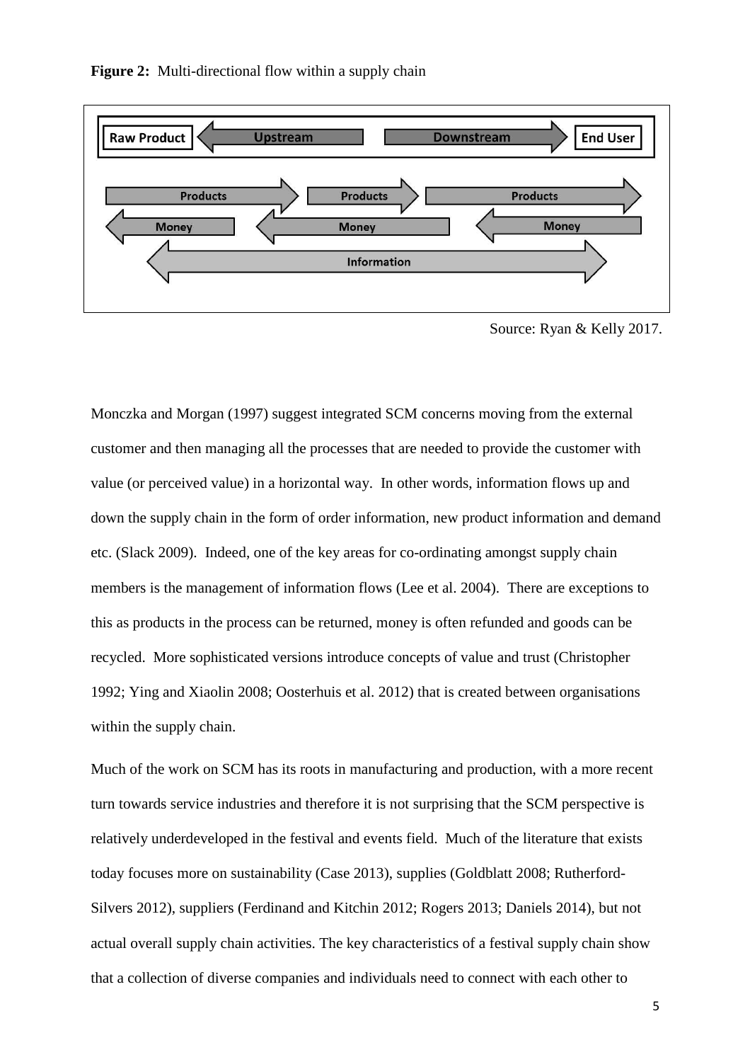**Figure 2:** Multi-directional flow within a supply chain

Source: Ryan & Kelly 2017.

Monczka and Morgan (1997) suggest integrated SCM concerns moving from the external customer and then managing all the processes that are needed to provide the customer with value (or perceived value) in a horizontal way. In other words, information flows up and down the supply chain in the form of order information, new product information and demand etc. (Slack 2009). Indeed, one of the key areas for co-ordinating amongst supply chain members is the management of information flows (Lee et al. 2004). There are exceptions to this as products in the process can be returned, money is often refunded and goods can be recycled. More sophisticated versions introduce concepts of value and trust (Christopher 1992; Ying and Xiaolin 2008; Oosterhuis et al. 2012) that is created between organisations within the supply chain.

Much of the work on SCM has its roots in manufacturing and production, with a more recent turn towards service industries and therefore it is not surprising that the SCM perspective is relatively underdeveloped in the festival and events field. Much of the literature that exists today focuses more on sustainability (Case 2013), supplies (Goldblatt 2008; Rutherford-Silvers 2012), suppliers (Ferdinand and Kitchin 2012; Rogers 2013; Daniels 2014), but not actual overall supply chain activities. The key characteristics of a festival supply chain show that a collection of diverse companies and individuals need to connect with each other to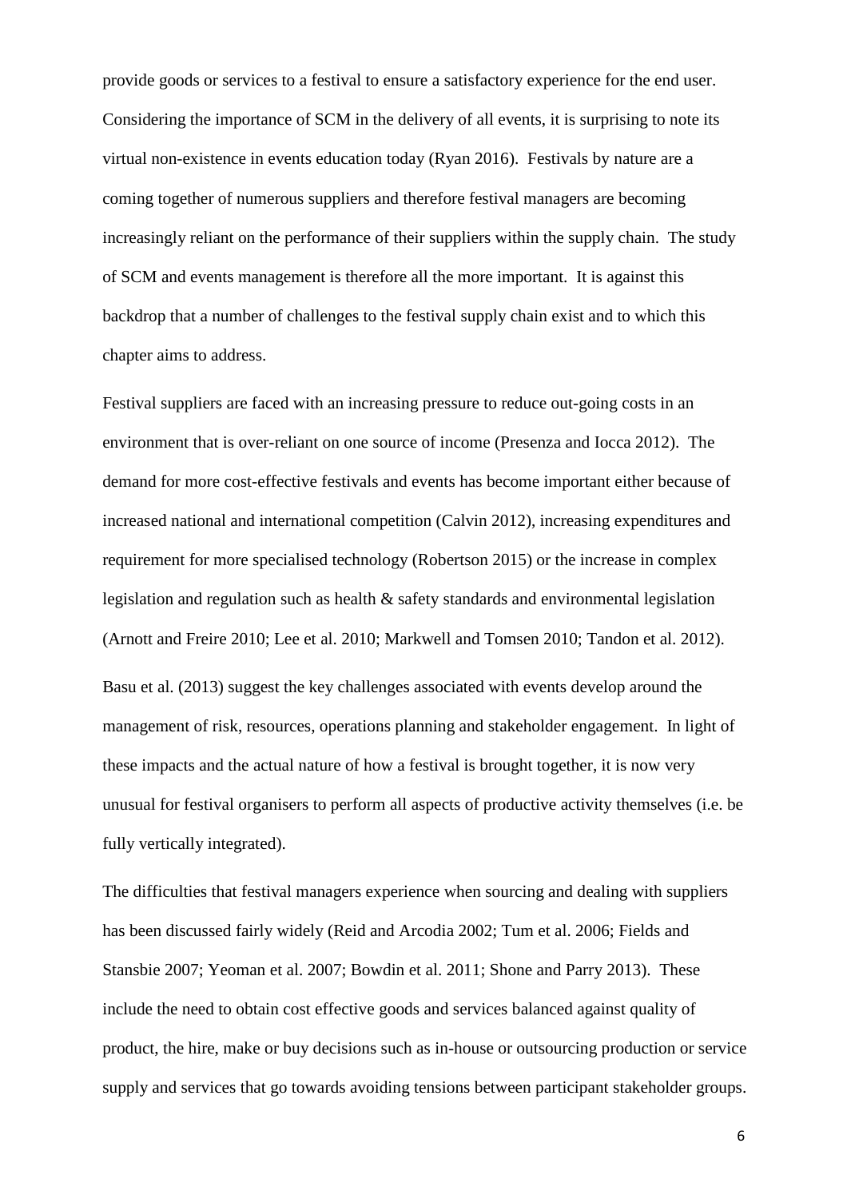provide goods or services to a festival to ensure a satisfactory experience for the end user. Considering the importance of SCM in the delivery of all events, it is surprising to note its virtual non-existence in events education today (Ryan 2016). Festivals by nature are a coming together of numerous suppliers and therefore festival managers are becoming increasingly reliant on the performance of their suppliers within the supply chain. The study of SCM and events management is therefore all the more important. It is against this backdrop that a number of challenges to the festival supply chain exist and to which this chapter aims to address.

Festival suppliers are faced with an increasing pressure to reduce out-going costs in an environment that is over-reliant on one source of income (Presenza and Iocca 2012). The demand for more cost-effective festivals and events has become important either because of increased national and international competition (Calvin 2012), increasing expenditures and requirement for more specialised technology (Robertson 2015) or the increase in complex legislation and regulation such as health & safety standards and environmental legislation (Arnott and Freire 2010; Lee et al. 2010; Markwell and Tomsen 2010; Tandon et al. 2012).

Basu et al. (2013) suggest the key challenges associated with events develop around the management of risk, resources, operations planning and stakeholder engagement. In light of these impacts and the actual nature of how a festival is brought together, it is now very unusual for festival organisers to perform all aspects of productive activity themselves (i.e. be fully vertically integrated).

The difficulties that festival managers experience when sourcing and dealing with suppliers has been discussed fairly widely (Reid and Arcodia 2002; Tum et al. 2006; Fields and Stansbie 2007; Yeoman et al. 2007; Bowdin et al. 2011; Shone and Parry 2013). These include the need to obtain cost effective goods and services balanced against quality of product, the hire, make or buy decisions such as in-house or outsourcing production or service supply and services that go towards avoiding tensions between participant stakeholder groups.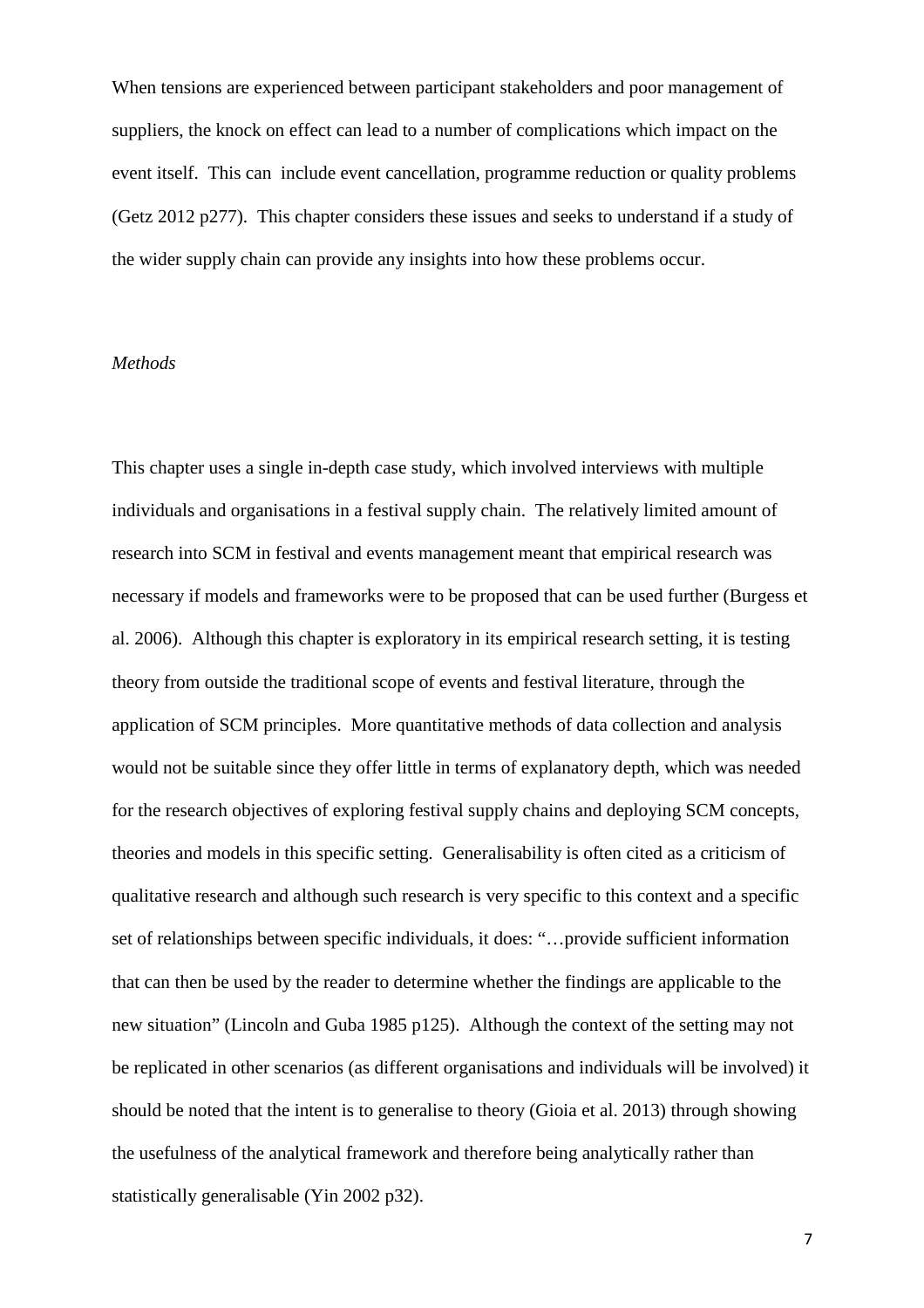When tensions are experienced between participant stakeholders and poor management of suppliers, the knock on effect can lead to a number of complications which impact on the event itself. This can include event cancellation, programme reduction or quality problems (Getz 2012 p277). This chapter considers these issues and seeks to understand if a study of the wider supply chain can provide any insights into how these problems occur.

*Methods*

This chapter uses a single in-depth case study, which involved interviews with multiple individuals and organisations in a festival supply chain. The relatively limited amount of research into SCM in festival and events management meant that empirical research was necessary if models and frameworks were to be proposed that can be used further (Burgess et al. 2006). Although this chapter is exploratory in its empirical research setting, it is testing theory from outside the traditional scope of events and festival literature, through the application of SCM principles. More quantitative methods of data collection and analysis would not be suitable since they offer little in terms of explanatory depth, which was needed for the research objectives of exploring festival supply chains and deploying SCM concepts, theories and models in this specific setting. Generalisability is often cited as a criticism of qualitative research and although such research is very specific to this context and a specific set of relationships between specific individuals, it does: "…provide sufficient information that can then be used by the reader to determine whether the findings are applicable to the new situation" (Lincoln and Guba 1985 p125). Although the context of the setting may not be replicated in other scenarios (as different organisations and individuals will be involved) it should be noted that the intent is to generalise to theory (Gioia et al. 2013) through showing the usefulness of the analytical framework and therefore being analytically rather than statistically generalisable (Yin 2002 p32).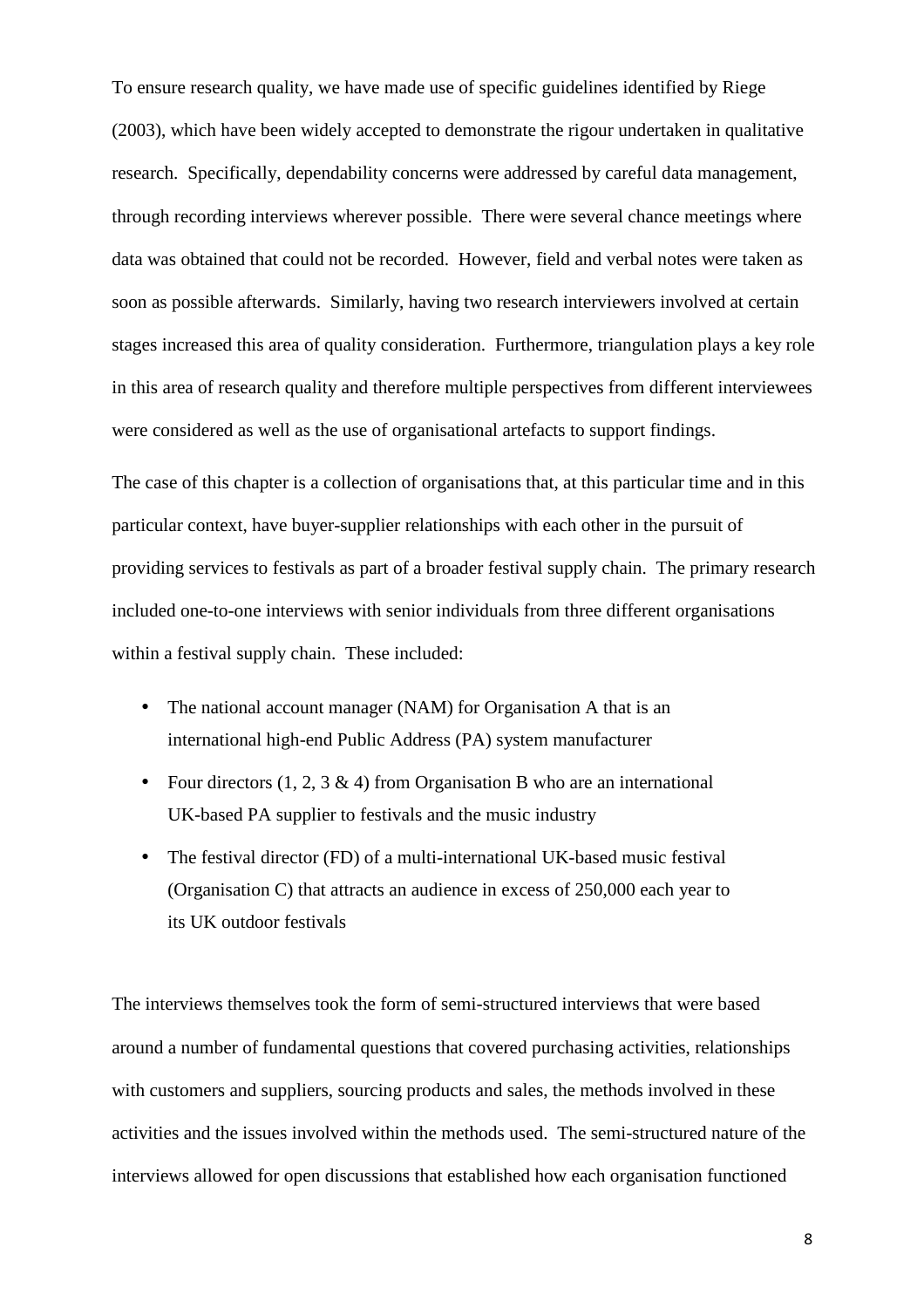To ensure research quality, we have made use of specific guidelines identified by Riege (2003), which have been widely accepted to demonstrate the rigour undertaken in qualitative research. Specifically, dependability concerns were addressed by careful data management, through recording interviews wherever possible. There were several chance meetings where data was obtained that could not be recorded. However, field and verbal notes were taken as soon as possible afterwards. Similarly, having two research interviewers involved at certain stages increased this area of quality consideration. Furthermore, triangulation plays a key role in this area of research quality and therefore multiple perspectives from different interviewees were considered as well as the use of organisational artefacts to support findings.

The case of this chapter is a collection of organisations that, at this particular time and in this particular context, have buyer-supplier relationships with each other in the pursuit of providing services to festivals as part of a broader festival supply chain. The primary research included one-to-one interviews with senior individuals from three different organisations within a festival supply chain. These included:

- The national account manager (NAM) for Organisation A that is an international high-end Public Address (PA) system manufacturer
- Four directors (1, 2, 3 & 4) from Organisation B who are an international UK-based PA supplier to festivals and the music industry
- The festival director (FD) of a multi-international UK-based music festival (Organisation C) that attracts an audience in excess of 250,000 each year to its UK outdoor festivals

The interviews themselves took the form of semi-structured interviews that were based around a number of fundamental questions that covered purchasing activities, relationships with customers and suppliers, sourcing products and sales, the methods involved in these activities and the issues involved within the methods used. The semi-structured nature of the interviews allowed for open discussions that established how each organisation functioned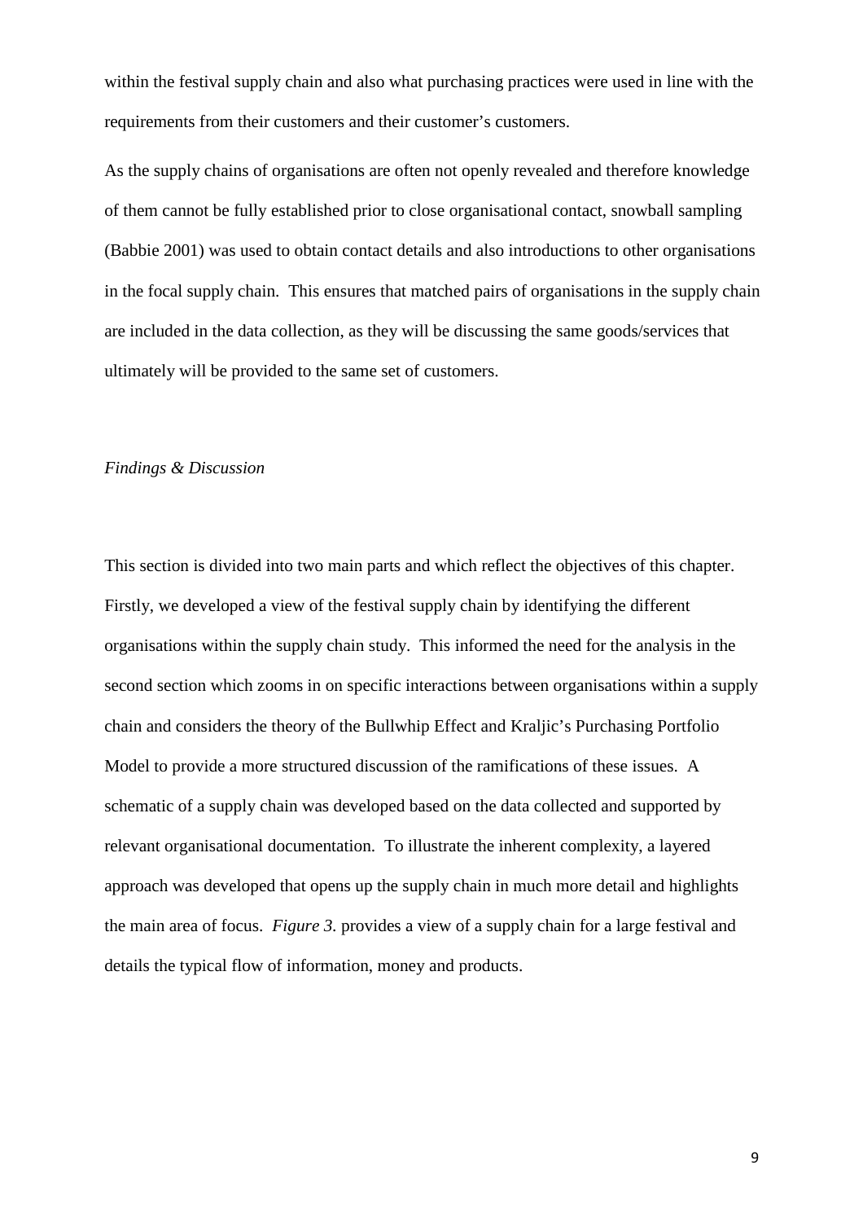within the festival supply chain and also what purchasing practices were used in line with the requirements from their customers and their customer's customers.

As the supply chains of organisations are often not openly revealed and therefore knowledge of them cannot be fully established prior to close organisational contact, snowball sampling (Babbie 2001) was used to obtain contact details and also introductions to other organisations in the focal supply chain. This ensures that matched pairs of organisations in the supply chain are included in the data collection, as they will be discussing the same goods/services that ultimately will be provided to the same set of customers.

*Findings & Discussion*

This section is divided into two main parts and which reflect the objectives of this chapter. Firstly, we developed a view of the festival supply chain by identifying the different organisations within the supply chain study. This informed the need for the analysis in the second section which zooms in on specific interactions between organisations within a supply chain and considers the theory of the Bullwhip Effect and Kraljic's Purchasing Portfolio Model to provide a more structured discussion of the ramifications of these issues. A schematic of a supply chain was developed based on the data collected and supported by relevant organisational documentation. To illustrate the inherent complexity, a layered approach was developed that opens up the supply chain in much more detail and highlights the main area of focus. *Figure 3.* provides a view of a supply chain for a large festival and details the typical flow of information, money and products.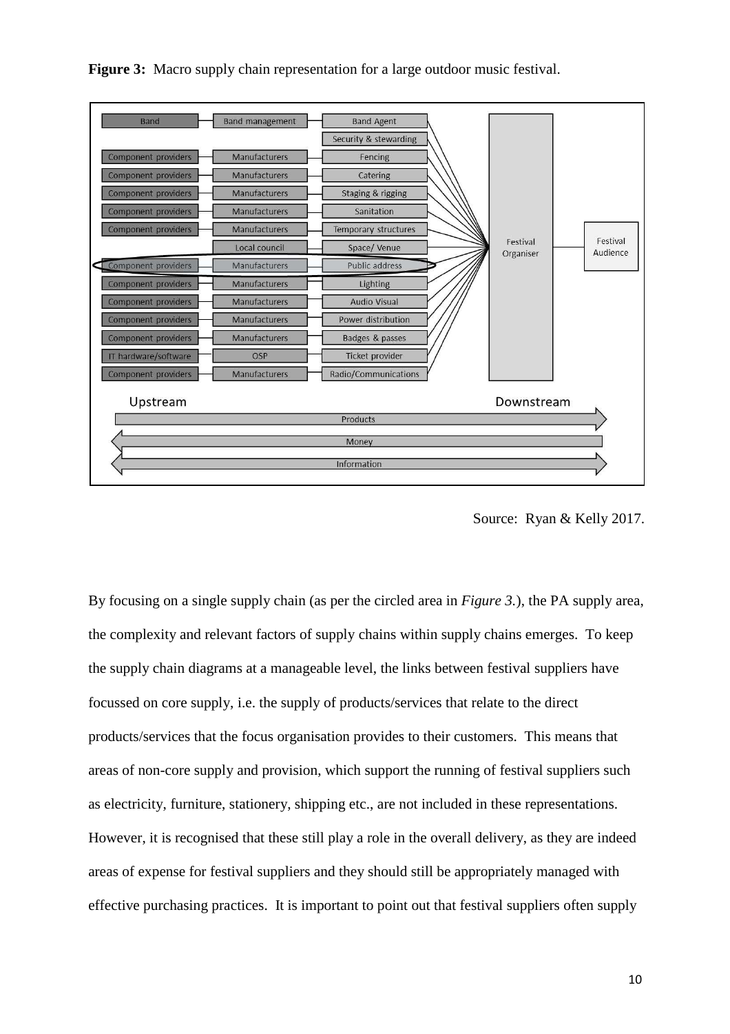**Figure 3:** Macro supply chain representation for a large outdoor music festival.

Source: Ryan & Kelly 2017.

By focusing on a single supply chain (as per the circled area in *Figure 3.*), the PA supply area, the complexity and relevant factors of supply chains within supply chains emerges. To keep the supply chain diagrams at a manageable level, the links between festival suppliers have focussed on core supply, i.e. the supply of products/services that relate to the direct products/services that the focus organisation provides to their customers. This means that areas of non-core supply and provision, which support the running of festival suppliers such as electricity, furniture, stationery, shipping etc., are not included in these representations. However, it is recognised that these still play a role in the overall delivery, as they are indeed areas of expense for festival suppliers and they should still be appropriately managed with effective purchasing practices. It is important to point out that festival suppliers often supply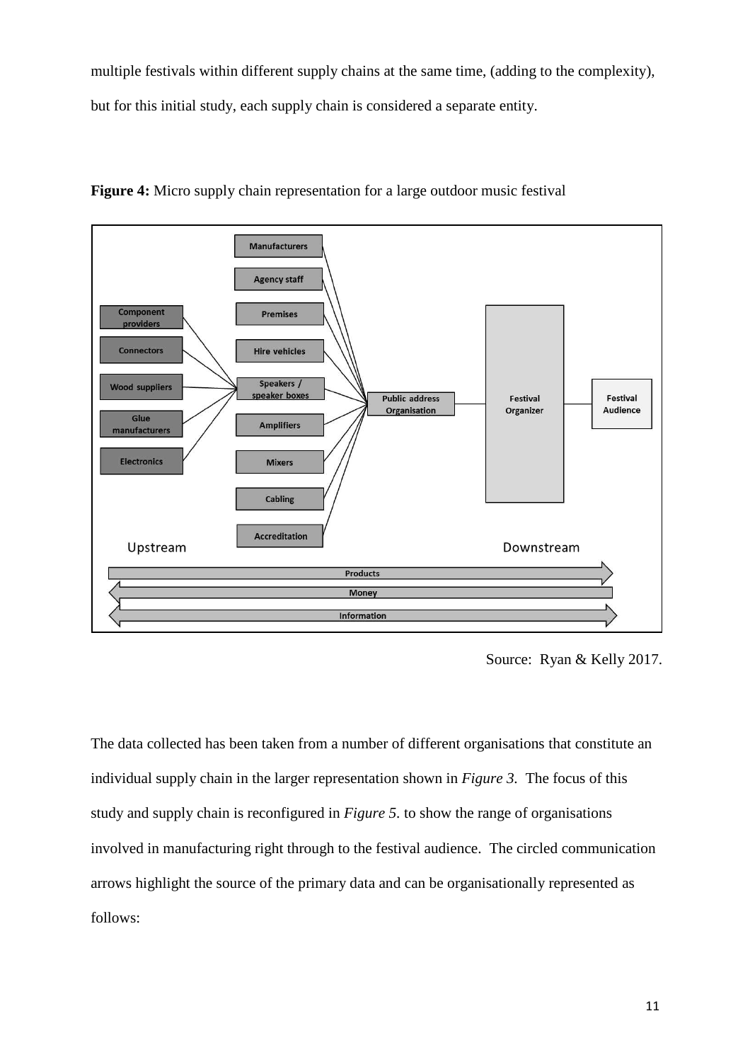multiple festivals within different supply chains at the same time, (adding to the complexity), but for this initial study, each supply chain is considered a separate entity.

**Figure 4:** Micro supply chain representation for a large outdoor music festival

Source: Ryan & Kelly 2017.

The data collected has been taken from a number of different organisations that constitute an individual supply chain in the larger representation shown in *Figure 3*. The focus of this study and supply chain is reconfigured in *Figure 5*. to show the range of organisations involved in manufacturing right through to the festival audience. The circled communication arrows highlight the source of the primary data and can be organisationally represented as follows: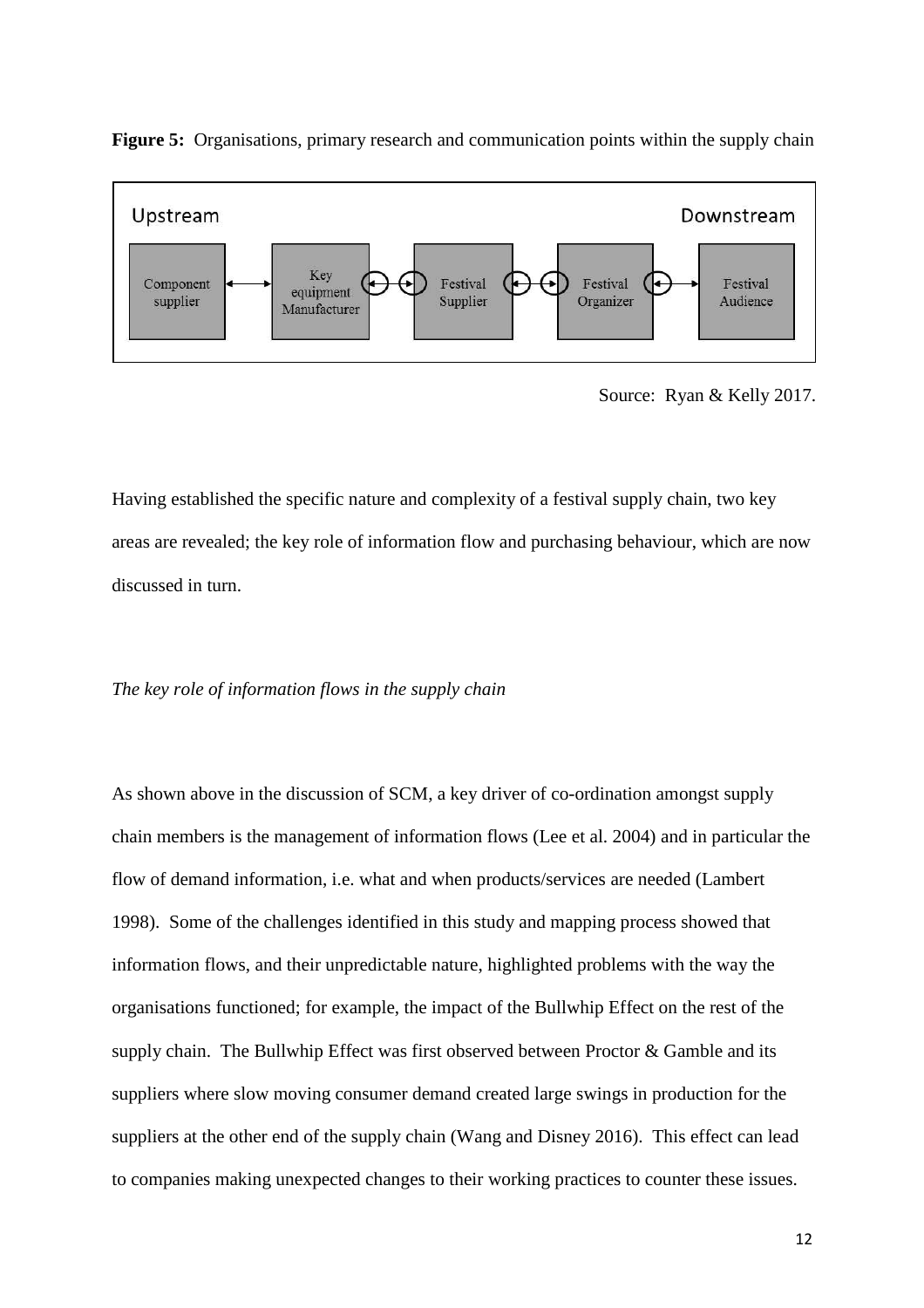**Figure 5:** Organisations, primary research and communication points within the supply chain

Upstream Downstream

Component supplier ↔ Key equipment Manufacturer ↔ Festival Supplier ↔ Festival Organizer ↔ Festival Audience

Source: Ryan & Kelly 2017.

Having established the specific nature and complexity of a festival supply chain, two key areas are revealed; the key role of information flow and purchasing behaviour, which are now discussed in turn.

*The key role of information flows in the supply chain*

As shown above in the discussion of SCM, a key driver of co-ordination amongst supply chain members is the management of information flows (Lee et al. 2004) and in particular the flow of demand information, i.e. what and when products/services are needed (Lambert 1998). Some of the challenges identified in this study and mapping process showed that information flows, and their unpredictable nature, highlighted problems with the way the organisations functioned; for example, the impact of the Bullwhip Effect on the rest of the supply chain. The Bullwhip Effect was first observed between Proctor & Gamble and its suppliers where slow moving consumer demand created large swings in production for the suppliers at the other end of the supply chain (Wang and Disney 2016). This effect can lead to companies making unexpected changes to their working practices to counter these issues.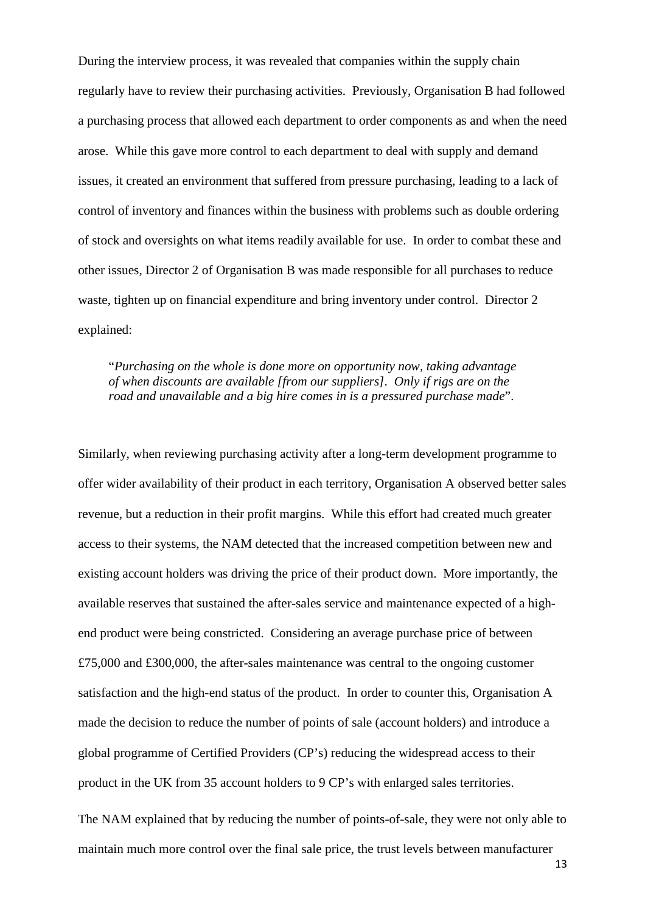During the interview process, it was revealed that companies within the supply chain regularly have to review their purchasing activities. Previously, Organisation B had followed a purchasing process that allowed each department to order components as and when the need arose. While this gave more control to each department to deal with supply and demand issues, it created an environment that suffered from pressure purchasing, leading to a lack of control of inventory and finances within the business with problems such as double ordering of stock and oversights on what items readily available for use. In order to combat these and other issues, Director 2 of Organisation B was made responsible for all purchases to reduce waste, tighten up on financial expenditure and bring inventory under control. Director 2 explained:

> "*Purchasing on the whole is done more on opportunity now, taking advantage of when discounts are available [from our suppliers]. Only if rigs are on the road and unavailable and a big hire comes in is a pressured purchase made*".

Similarly, when reviewing purchasing activity after a long-term development programme to offer wider availability of their product in each territory, Organisation A observed better sales revenue, but a reduction in their profit margins. While this effort had created much greater access to their systems, the NAM detected that the increased competition between new and existing account holders was driving the price of their product down. More importantly, the available reserves that sustained the after-sales service and maintenance expected of a high-end product were being constricted. Considering an average purchase price of between £75,000 and £300,000, the after-sales maintenance was central to the ongoing customer satisfaction and the high-end status of the product. In order to counter this, Organisation A made the decision to reduce the number of points of sale (account holders) and introduce a global programme of Certified Providers (CP's) reducing the widespread access to their product in the UK from 35 account holders to 9 CP's with enlarged sales territories.

The NAM explained that by reducing the number of points-of-sale, they were not only able to maintain much more control over the final sale price, the trust levels between manufacturer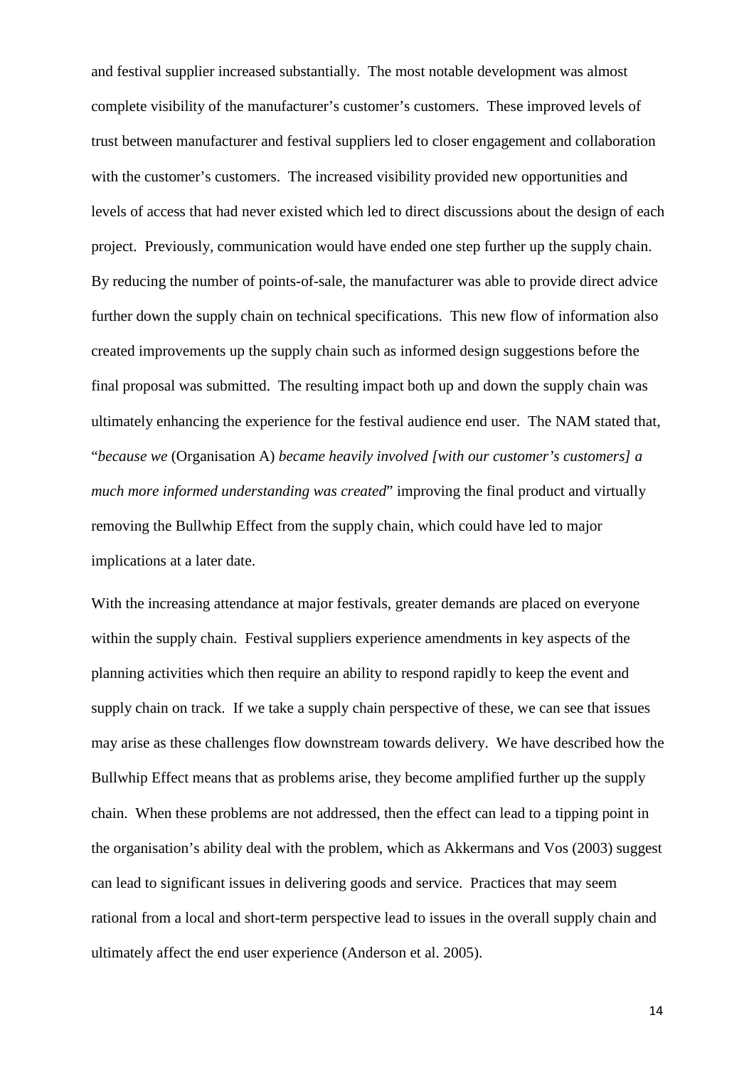and festival supplier increased substantially. The most notable development was almost complete visibility of the manufacturer's customer's customers. These improved levels of trust between manufacturer and festival suppliers led to closer engagement and collaboration with the customer's customers. The increased visibility provided new opportunities and levels of access that had never existed which led to direct discussions about the design of each project. Previously, communication would have ended one step further up the supply chain. By reducing the number of points-of-sale, the manufacturer was able to provide direct advice further down the supply chain on technical specifications. This new flow of information also created improvements up the supply chain such as informed design suggestions before the final proposal was submitted. The resulting impact both up and down the supply chain was ultimately enhancing the experience for the festival audience end user. The NAM stated that, "*because we* (Organisation A) *became heavily involved [with our customer's customers] a much more informed understanding was created*" improving the final product and virtually removing the Bullwhip Effect from the supply chain, which could have led to major implications at a later date.

With the increasing attendance at major festivals, greater demands are placed on everyone within the supply chain. Festival suppliers experience amendments in key aspects of the planning activities which then require an ability to respond rapidly to keep the event and supply chain on track. If we take a supply chain perspective of these, we can see that issues may arise as these challenges flow downstream towards delivery. We have described how the Bullwhip Effect means that as problems arise, they become amplified further up the supply chain. When these problems are not addressed, then the effect can lead to a tipping point in the organisation's ability deal with the problem, which as Akkermans and Vos (2003) suggest can lead to significant issues in delivering goods and service. Practices that may seem rational from a local and short-term perspective lead to issues in the overall supply chain and ultimately affect the end user experience (Anderson et al. 2005).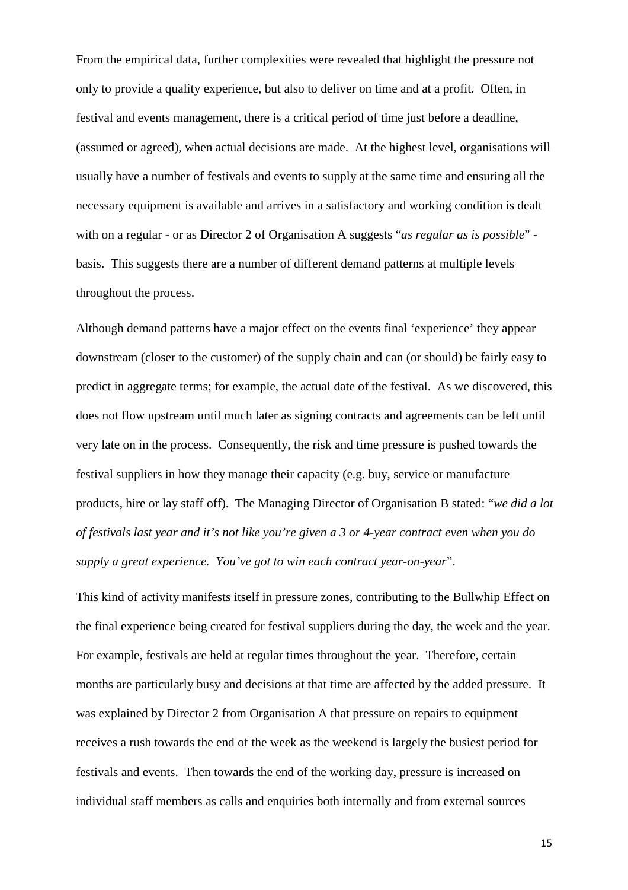From the empirical data, further complexities were revealed that highlight the pressure not only to provide a quality experience, but also to deliver on time and at a profit. Often, in festival and events management, there is a critical period of time just before a deadline, (assumed or agreed), when actual decisions are made. At the highest level, organisations will usually have a number of festivals and events to supply at the same time and ensuring all the necessary equipment is available and arrives in a satisfactory and working condition is dealt with on a regular - or as Director 2 of Organisation A suggests "*as regular as is possible*" - basis. This suggests there are a number of different demand patterns at multiple levels throughout the process.

Although demand patterns have a major effect on the events final 'experience' they appear downstream (closer to the customer) of the supply chain and can (or should) be fairly easy to predict in aggregate terms; for example, the actual date of the festival. As we discovered, this does not flow upstream until much later as signing contracts and agreements can be left until very late on in the process. Consequently, the risk and time pressure is pushed towards the festival suppliers in how they manage their capacity (e.g. buy, service or manufacture products, hire or lay staff off). The Managing Director of Organisation B stated: "*we did a lot of festivals last year and it's not like you're given a 3 or 4-year contract even when you do supply a great experience. You've got to win each contract year-on-year*".

This kind of activity manifests itself in pressure zones, contributing to the Bullwhip Effect on the final experience being created for festival suppliers during the day, the week and the year. For example, festivals are held at regular times throughout the year. Therefore, certain months are particularly busy and decisions at that time are affected by the added pressure. It was explained by Director 2 from Organisation A that pressure on repairs to equipment receives a rush towards the end of the week as the weekend is largely the busiest period for festivals and events. Then towards the end of the working day, pressure is increased on individual staff members as calls and enquiries both internally and from external sources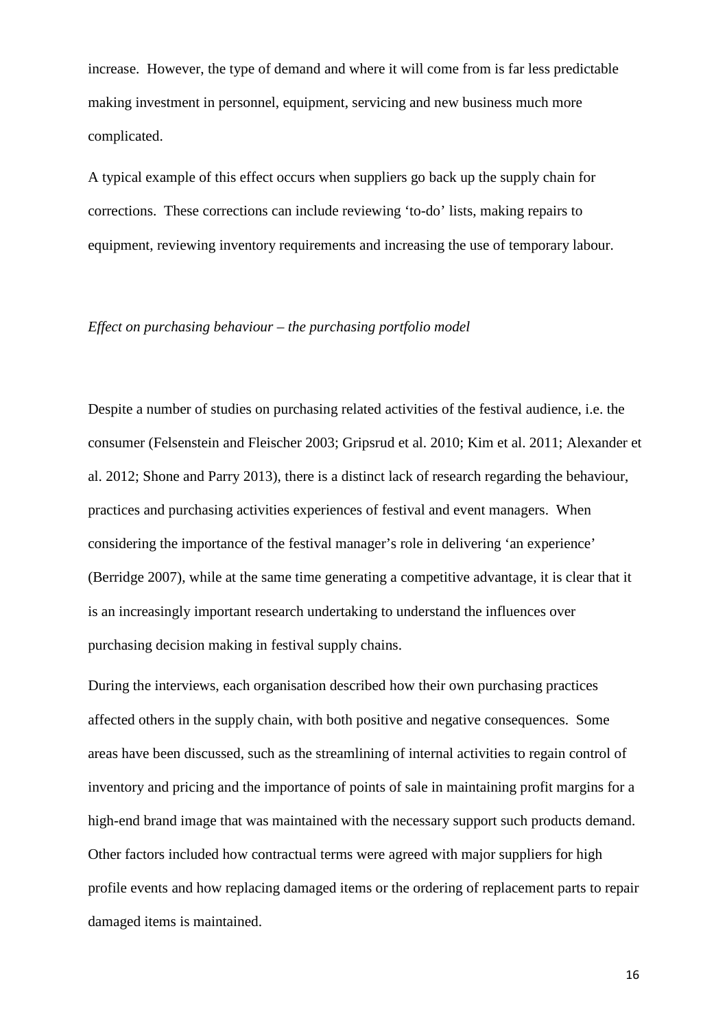increase. However, the type of demand and where it will come from is far less predictable making investment in personnel, equipment, servicing and new business much more complicated.

A typical example of this effect occurs when suppliers go back up the supply chain for corrections. These corrections can include reviewing 'to-do' lists, making repairs to equipment, reviewing inventory requirements and increasing the use of temporary labour.

*Effect on purchasing behaviour – the purchasing portfolio model*

Despite a number of studies on purchasing related activities of the festival audience, i.e. the consumer (Felsenstein and Fleischer 2003; Gripsrud et al. 2010; Kim et al. 2011; Alexander et al. 2012; Shone and Parry 2013), there is a distinct lack of research regarding the behaviour, practices and purchasing activities experiences of festival and event managers. When considering the importance of the festival manager's role in delivering 'an experience' (Berridge 2007), while at the same time generating a competitive advantage, it is clear that it is an increasingly important research undertaking to understand the influences over purchasing decision making in festival supply chains.

During the interviews, each organisation described how their own purchasing practices affected others in the supply chain, with both positive and negative consequences. Some areas have been discussed, such as the streamlining of internal activities to regain control of inventory and pricing and the importance of points of sale in maintaining profit margins for a high-end brand image that was maintained with the necessary support such products demand. Other factors included how contractual terms were agreed with major suppliers for high profile events and how replacing damaged items or the ordering of replacement parts to repair damaged items is maintained.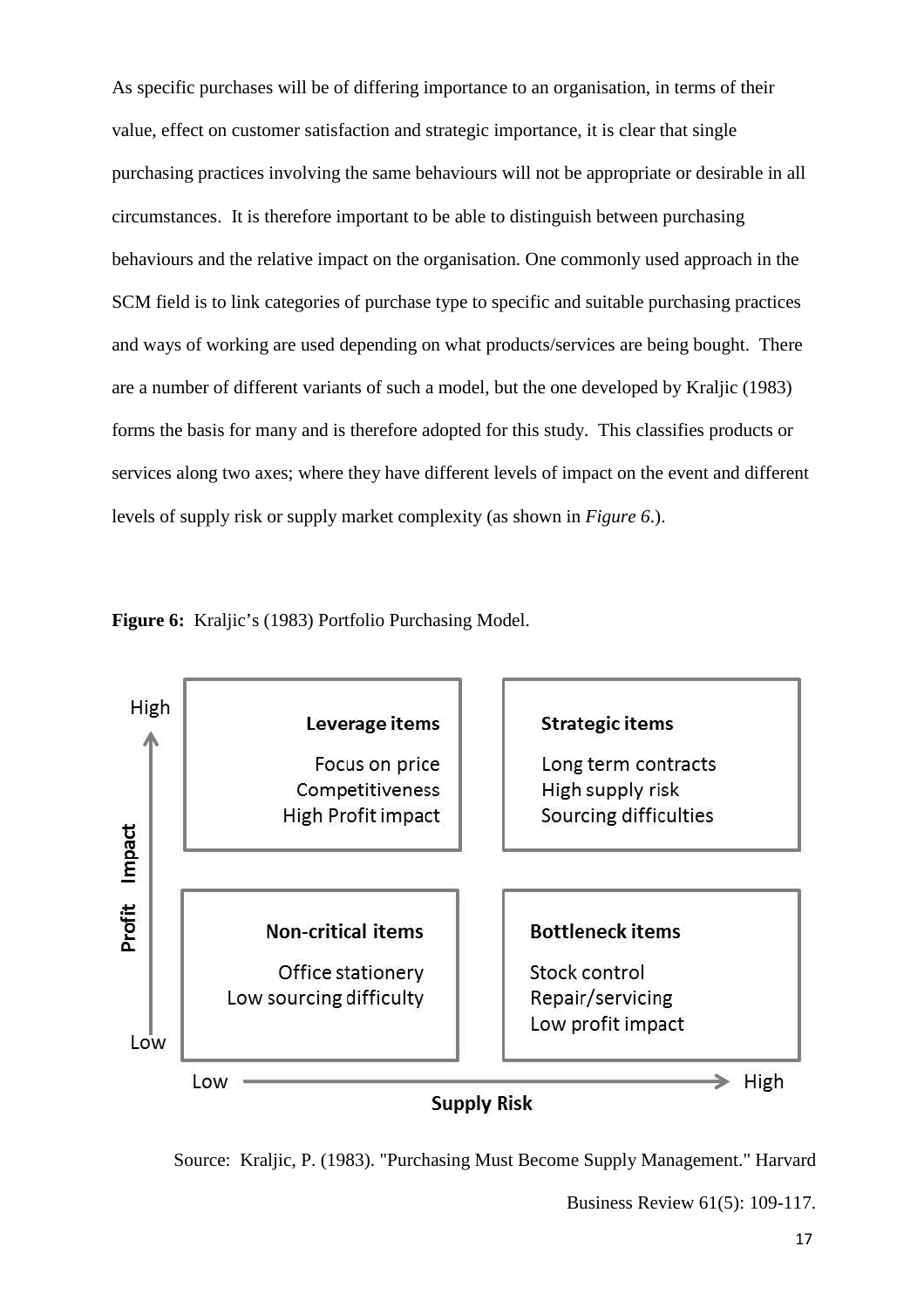As specific purchases will be of differing importance to an organisation, in terms of their value, effect on customer satisfaction and strategic importance, it is clear that single purchasing practices involving the same behaviours will not be appropriate or desirable in all circumstances. It is therefore important to be able to distinguish between purchasing behaviours and the relative impact on the organisation. One commonly used approach in the SCM field is to link categories of purchase type to specific and suitable purchasing practices and ways of working are used depending on what products/services are being bought. There are a number of different variants of such a model, but the one developed by Kraljic (1983) forms the basis for many and is therefore adopted for this study. This classifies products or services along two axes; where they have different levels of impact on the event and different levels of supply risk or supply market complexity (as shown in *Figure 6*.).

**Figure 6:** Kraljic's (1983) Portfolio Purchasing Model.

| Profit Impact | Low Supply Risk | High Supply Risk |
| --- | --- | --- |
| High | **Leverage items**<br>Focus on price<br>Competitiveness<br>High Profit impact | **Strategic items**<br>Long term contracts<br>High supply risk<br>Sourcing difficulties |
| Low | **Non-critical items**<br>Office stationery<br>Low sourcing difficulty | **Bottleneck items**<br>Stock control<br>Repair/servicing<br>Low profit impact |

Source: Kraljic, P. (1983). "Purchasing Must Become Supply Management." Harvard Business Review 61(5): 109-117.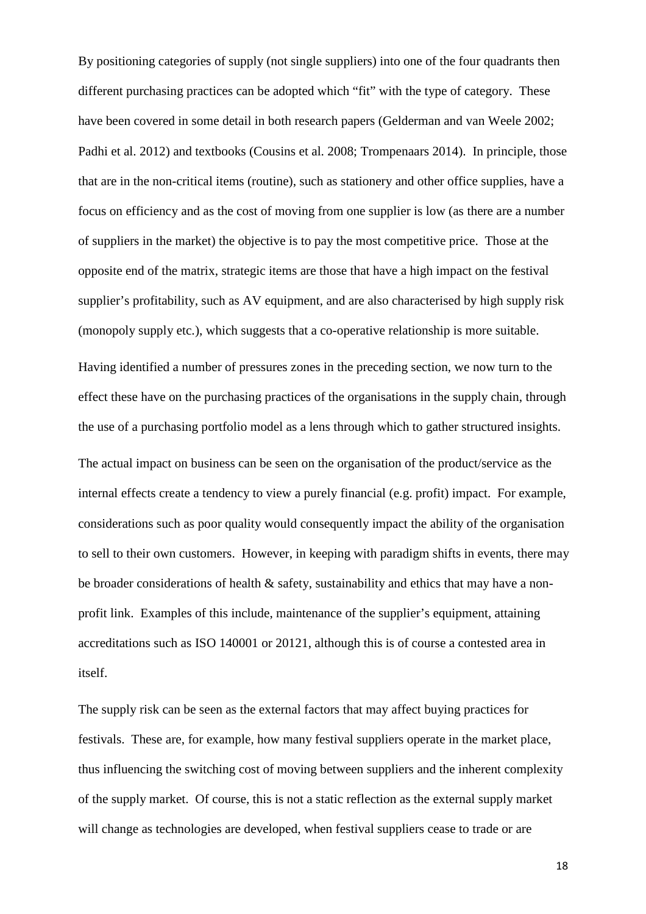By positioning categories of supply (not single suppliers) into one of the four quadrants then different purchasing practices can be adopted which "fit" with the type of category. These have been covered in some detail in both research papers (Gelderman and van Weele 2002; Padhi et al. 2012) and textbooks (Cousins et al. 2008; Trompenaars 2014). In principle, those that are in the non-critical items (routine), such as stationery and other office supplies, have a focus on efficiency and as the cost of moving from one supplier is low (as there are a number of suppliers in the market) the objective is to pay the most competitive price. Those at the opposite end of the matrix, strategic items are those that have a high impact on the festival supplier's profitability, such as AV equipment, and are also characterised by high supply risk (monopoly supply etc.), which suggests that a co-operative relationship is more suitable.

Having identified a number of pressures zones in the preceding section, we now turn to the effect these have on the purchasing practices of the organisations in the supply chain, through the use of a purchasing portfolio model as a lens through which to gather structured insights.

The actual impact on business can be seen on the organisation of the product/service as the internal effects create a tendency to view a purely financial (e.g. profit) impact. For example, considerations such as poor quality would consequently impact the ability of the organisation to sell to their own customers. However, in keeping with paradigm shifts in events, there may be broader considerations of health & safety, sustainability and ethics that may have a non-profit link. Examples of this include, maintenance of the supplier's equipment, attaining accreditations such as ISO 140001 or 20121, although this is of course a contested area in itself.

The supply risk can be seen as the external factors that may affect buying practices for festivals. These are, for example, how many festival suppliers operate in the market place, thus influencing the switching cost of moving between suppliers and the inherent complexity of the supply market. Of course, this is not a static reflection as the external supply market will change as technologies are developed, when festival suppliers cease to trade or are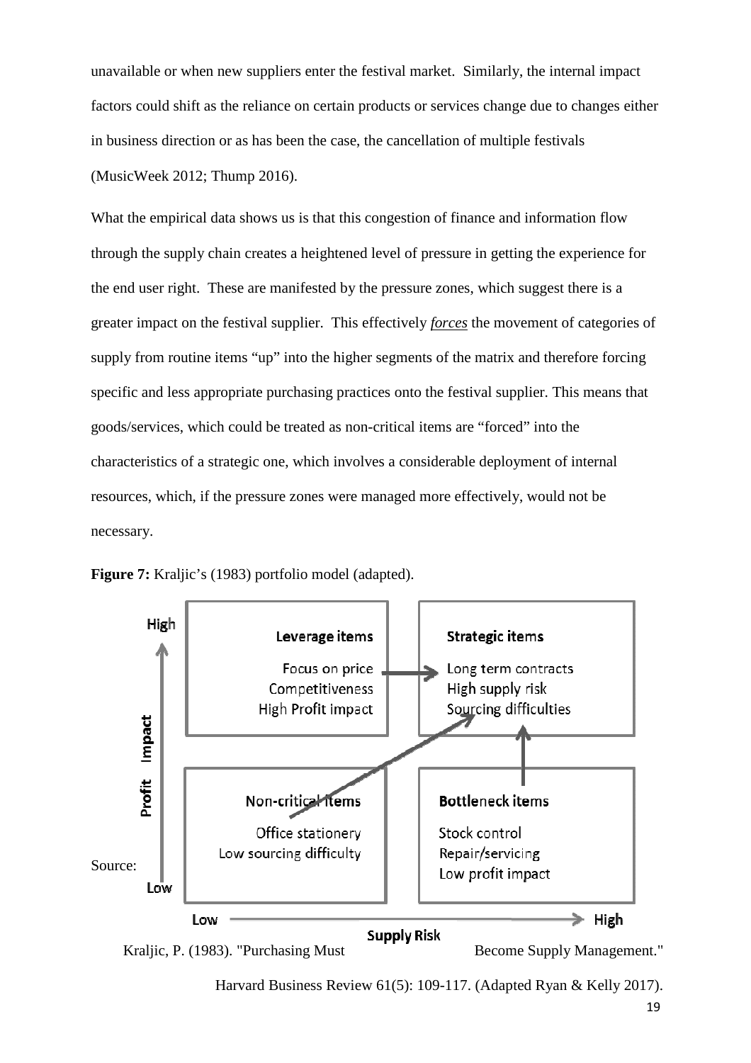unavailable or when new suppliers enter the festival market. Similarly, the internal impact factors could shift as the reliance on certain products or services change due to changes either in business direction or as has been the case, the cancellation of multiple festivals (MusicWeek 2012; Thump 2016).

What the empirical data shows us is that this congestion of finance and information flow through the supply chain creates a heightened level of pressure in getting the experience for the end user right. These are manifested by the pressure zones, which suggest there is a greater impact on the festival supplier. This effectively *forces* the movement of categories of supply from routine items "up" into the higher segments of the matrix and therefore forcing specific and less appropriate purchasing practices onto the festival supplier. This means that goods/services, which could be treated as non-critical items are "forced" into the characteristics of a strategic one, which involves a considerable deployment of internal resources, which, if the pressure zones were managed more effectively, would not be necessary.

**Figure 7:** Kraljic's (1983) portfolio model (adapted).

| | Low Supply Risk | High Supply Risk |
|---|---|---|
| **High Profit Impact** | **Leverage items**<br>Focus on price<br>Competitiveness<br>High Profit impact | **Strategic items**<br>Long term contracts<br>High supply risk<br>Sourcing difficulties |
| **Low Profit Impact** | **Non-critical items**<br>Office stationery<br>Low sourcing difficulty | **Bottleneck items**<br>Stock control<br>Repair/servicing<br>Low profit impact |

Source: Kraljic, P. (1983). "Purchasing Must Become Supply Management." Harvard Business Review 61(5): 109-117. (Adapted Ryan & Kelly 2017).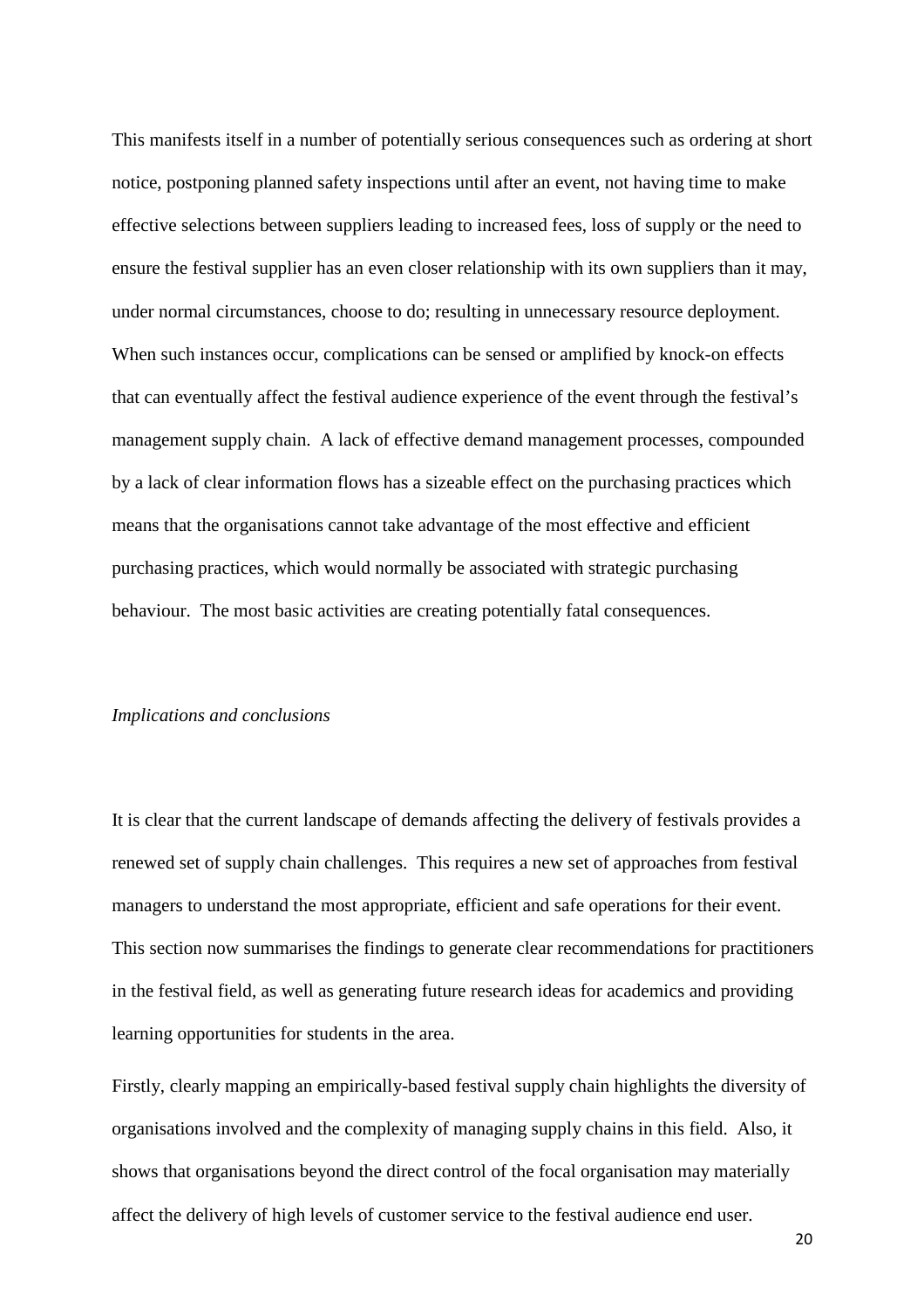This manifests itself in a number of potentially serious consequences such as ordering at short notice, postponing planned safety inspections until after an event, not having time to make effective selections between suppliers leading to increased fees, loss of supply or the need to ensure the festival supplier has an even closer relationship with its own suppliers than it may, under normal circumstances, choose to do; resulting in unnecessary resource deployment. When such instances occur, complications can be sensed or amplified by knock-on effects that can eventually affect the festival audience experience of the event through the festival's management supply chain. A lack of effective demand management processes, compounded by a lack of clear information flows has a sizeable effect on the purchasing practices which means that the organisations cannot take advantage of the most effective and efficient purchasing practices, which would normally be associated with strategic purchasing behaviour. The most basic activities are creating potentially fatal consequences.

*Implications and conclusions*

It is clear that the current landscape of demands affecting the delivery of festivals provides a renewed set of supply chain challenges. This requires a new set of approaches from festival managers to understand the most appropriate, efficient and safe operations for their event. This section now summarises the findings to generate clear recommendations for practitioners in the festival field, as well as generating future research ideas for academics and providing learning opportunities for students in the area.

Firstly, clearly mapping an empirically-based festival supply chain highlights the diversity of organisations involved and the complexity of managing supply chains in this field. Also, it shows that organisations beyond the direct control of the focal organisation may materially affect the delivery of high levels of customer service to the festival audience end user.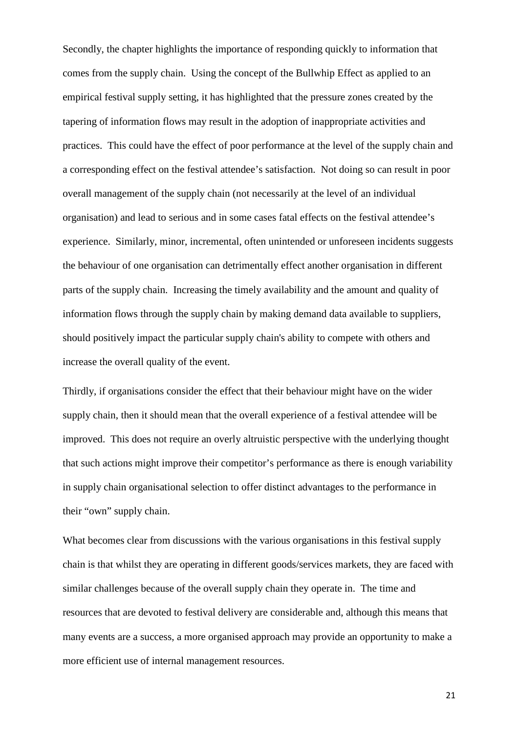Secondly, the chapter highlights the importance of responding quickly to information that comes from the supply chain. Using the concept of the Bullwhip Effect as applied to an empirical festival supply setting, it has highlighted that the pressure zones created by the tapering of information flows may result in the adoption of inappropriate activities and practices. This could have the effect of poor performance at the level of the supply chain and a corresponding effect on the festival attendee's satisfaction. Not doing so can result in poor overall management of the supply chain (not necessarily at the level of an individual organisation) and lead to serious and in some cases fatal effects on the festival attendee's experience. Similarly, minor, incremental, often unintended or unforeseen incidents suggests the behaviour of one organisation can detrimentally effect another organisation in different parts of the supply chain. Increasing the timely availability and the amount and quality of information flows through the supply chain by making demand data available to suppliers, should positively impact the particular supply chain's ability to compete with others and increase the overall quality of the event.

Thirdly, if organisations consider the effect that their behaviour might have on the wider supply chain, then it should mean that the overall experience of a festival attendee will be improved. This does not require an overly altruistic perspective with the underlying thought that such actions might improve their competitor's performance as there is enough variability in supply chain organisational selection to offer distinct advantages to the performance in their "own" supply chain.

What becomes clear from discussions with the various organisations in this festival supply chain is that whilst they are operating in different goods/services markets, they are faced with similar challenges because of the overall supply chain they operate in. The time and resources that are devoted to festival delivery are considerable and, although this means that many events are a success, a more organised approach may provide an opportunity to make a more efficient use of internal management resources.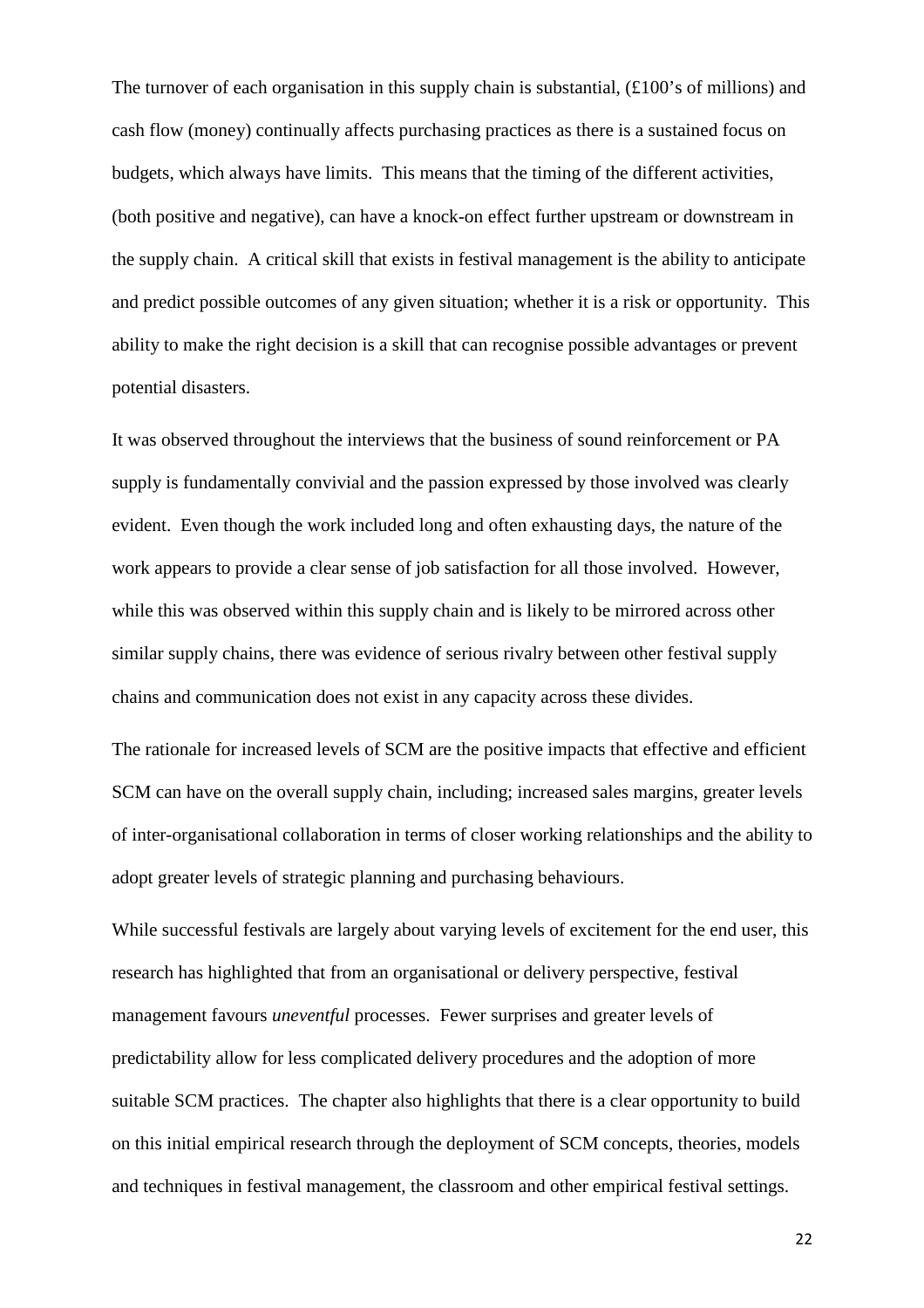The turnover of each organisation in this supply chain is substantial, (£100's of millions) and cash flow (money) continually affects purchasing practices as there is a sustained focus on budgets, which always have limits. This means that the timing of the different activities, (both positive and negative), can have a knock-on effect further upstream or downstream in the supply chain. A critical skill that exists in festival management is the ability to anticipate and predict possible outcomes of any given situation; whether it is a risk or opportunity. This ability to make the right decision is a skill that can recognise possible advantages or prevent potential disasters.

It was observed throughout the interviews that the business of sound reinforcement or PA supply is fundamentally convivial and the passion expressed by those involved was clearly evident. Even though the work included long and often exhausting days, the nature of the work appears to provide a clear sense of job satisfaction for all those involved. However, while this was observed within this supply chain and is likely to be mirrored across other similar supply chains, there was evidence of serious rivalry between other festival supply chains and communication does not exist in any capacity across these divides.

The rationale for increased levels of SCM are the positive impacts that effective and efficient SCM can have on the overall supply chain, including; increased sales margins, greater levels of inter-organisational collaboration in terms of closer working relationships and the ability to adopt greater levels of strategic planning and purchasing behaviours.

While successful festivals are largely about varying levels of excitement for the end user, this research has highlighted that from an organisational or delivery perspective, festival management favours *uneventful* processes. Fewer surprises and greater levels of predictability allow for less complicated delivery procedures and the adoption of more suitable SCM practices. The chapter also highlights that there is a clear opportunity to build on this initial empirical research through the deployment of SCM concepts, theories, models and techniques in festival management, the classroom and other empirical festival settings.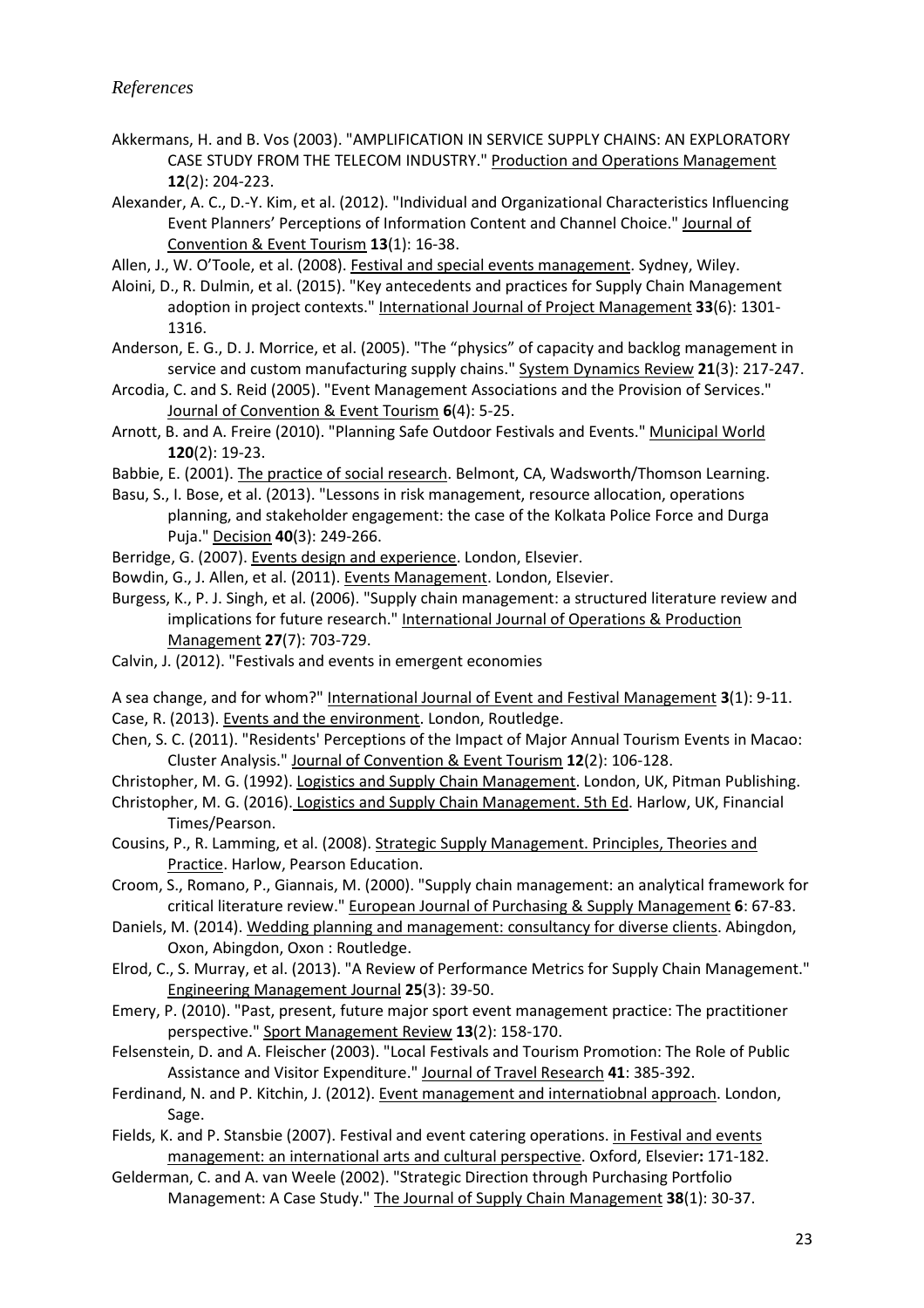*References*

Akkermans, H. and B. Vos (2003). "AMPLIFICATION IN SERVICE SUPPLY CHAINS: AN EXPLORATORY CASE STUDY FROM THE TELECOM INDUSTRY." Production and Operations Management **12**(2): 204-223.

Alexander, A. C., D.-Y. Kim, et al. (2012). "Individual and Organizational Characteristics Influencing Event Planners' Perceptions of Information Content and Channel Choice." Journal of Convention & Event Tourism **13**(1): 16-38.

Allen, J., W. O'Toole, et al. (2008). Festival and special events management. Sydney, Wiley.

Aloini, D., R. Dulmin, et al. (2015). "Key antecedents and practices for Supply Chain Management adoption in project contexts." International Journal of Project Management **33**(6): 1301-1316.

Anderson, E. G., D. J. Morrice, et al. (2005). "The "physics" of capacity and backlog management in service and custom manufacturing supply chains." System Dynamics Review **21**(3): 217-247.

Arcodia, C. and S. Reid (2005). "Event Management Associations and the Provision of Services." Journal of Convention & Event Tourism **6**(4): 5-25.

Arnott, B. and A. Freire (2010). "Planning Safe Outdoor Festivals and Events." Municipal World **120**(2): 19-23.

Babbie, E. (2001). The practice of social research. Belmont, CA, Wadsworth/Thomson Learning.

Basu, S., I. Bose, et al. (2013). "Lessons in risk management, resource allocation, operations planning, and stakeholder engagement: the case of the Kolkata Police Force and Durga Puja." Decision **40**(3): 249-266.

Berridge, G. (2007). Events design and experience. London, Elsevier.

Bowdin, G., J. Allen, et al. (2011). Events Management. London, Elsevier.

Burgess, K., P. J. Singh, et al. (2006). "Supply chain management: a structured literature review and implications for future research." International Journal of Operations & Production Management **27**(7): 703-729.

Calvin, J. (2012). "Festivals and events in emergent economies

A sea change, and for whom?" International Journal of Event and Festival Management **3**(1): 9-11.

Case, R. (2013). Events and the environment. London, Routledge.

Chen, S. C. (2011). "Residents' Perceptions of the Impact of Major Annual Tourism Events in Macao: Cluster Analysis." Journal of Convention & Event Tourism **12**(2): 106-128.

Christopher, M. G. (1992). Logistics and Supply Chain Management. London, UK, Pitman Publishing.

Christopher, M. G. (2016). Logistics and Supply Chain Management. 5th Ed. Harlow, UK, Financial Times/Pearson.

Cousins, P., R. Lamming, et al. (2008). Strategic Supply Management. Principles, Theories and Practice. Harlow, Pearson Education.

Croom, S., Romano, P., Giannais, M. (2000). "Supply chain management: an analytical framework for critical literature review." European Journal of Purchasing & Supply Management **6**: 67-83.

Daniels, M. (2014). Wedding planning and management: consultancy for diverse clients. Abingdon, Oxon, Abingdon, Oxon : Routledge.

Elrod, C., S. Murray, et al. (2013). "A Review of Performance Metrics for Supply Chain Management." Engineering Management Journal **25**(3): 39-50.

Emery, P. (2010). "Past, present, future major sport event management practice: The practitioner perspective." Sport Management Review **13**(2): 158-170.

Felsenstein, D. and A. Fleischer (2003). "Local Festivals and Tourism Promotion: The Role of Public Assistance and Visitor Expenditure." Journal of Travel Research **41**: 385-392.

Ferdinand, N. and P. Kitchin, J. (2012). Event management and internatiobnal approach. London, Sage.

Fields, K. and P. Stansbie (2007). Festival and event catering operations. in Festival and events management: an international arts and cultural perspective. Oxford, Elsevier**:** 171-182.

Gelderman, C. and A. van Weele (2002). "Strategic Direction through Purchasing Portfolio Management: A Case Study." The Journal of Supply Chain Management **38**(1): 30-37.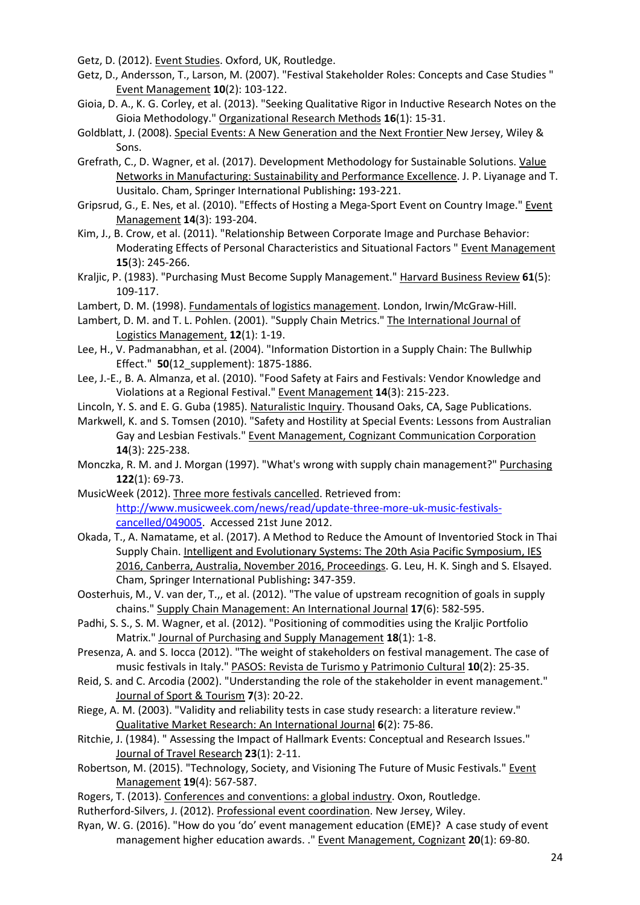Getz, D. (2012). Event Studies. Oxford, UK, Routledge.

Getz, D., Andersson, T., Larson, M. (2007). "Festival Stakeholder Roles: Concepts and Case Studies " Event Management **10**(2): 103-122.

Gioia, D. A., K. G. Corley, et al. (2013). "Seeking Qualitative Rigor in Inductive Research Notes on the Gioia Methodology." Organizational Research Methods **16**(1): 15-31.

Goldblatt, J. (2008). Special Events: A New Generation and the Next Frontier New Jersey, Wiley & Sons.

Grefrath, C., D. Wagner, et al. (2017). Development Methodology for Sustainable Solutions. Value Networks in Manufacturing: Sustainability and Performance Excellence. J. P. Liyanage and T. Uusitalo. Cham, Springer International Publishing**:** 193-221.

Gripsrud, G., E. Nes, et al. (2010). "Effects of Hosting a Mega-Sport Event on Country Image." Event Management **14**(3): 193-204.

Kim, J., B. Crow, et al. (2011). "Relationship Between Corporate Image and Purchase Behavior: Moderating Effects of Personal Characteristics and Situational Factors " Event Management **15**(3): 245-266.

Kraljic, P. (1983). "Purchasing Must Become Supply Management." Harvard Business Review **61**(5): 109-117.

Lambert, D. M. (1998). Fundamentals of logistics management. London, Irwin/McGraw-Hill.

Lambert, D. M. and T. L. Pohlen. (2001). "Supply Chain Metrics." The International Journal of Logistics Management, **12**(1): 1-19.

Lee, H., V. Padmanabhan, et al. (2004). "Information Distortion in a Supply Chain: The Bullwhip Effect." **50**(12_supplement): 1875-1886.

Lee, J.-E., B. A. Almanza, et al. (2010). "Food Safety at Fairs and Festivals: Vendor Knowledge and Violations at a Regional Festival." Event Management **14**(3): 215-223.

Lincoln, Y. S. and E. G. Guba (1985). Naturalistic Inquiry. Thousand Oaks, CA, Sage Publications.

Markwell, K. and S. Tomsen (2010). "Safety and Hostility at Special Events: Lessons from Australian Gay and Lesbian Festivals." Event Management, Cognizant Communication Corporation **14**(3): 225-238.

Monczka, R. M. and J. Morgan (1997). "What's wrong with supply chain management?" Purchasing **122**(1): 69-73.

MusicWeek (2012). Three more festivals cancelled. Retrieved from: http://www.musicweek.com/news/read/update-three-more-uk-music-festivals-cancelled/049005. Accessed 21st June 2012.

Okada, T., A. Namatame, et al. (2017). A Method to Reduce the Amount of Inventoried Stock in Thai Supply Chain. Intelligent and Evolutionary Systems: The 20th Asia Pacific Symposium, IES 2016, Canberra, Australia, November 2016, Proceedings. G. Leu, H. K. Singh and S. Elsayed. Cham, Springer International Publishing**:** 347-359.

Oosterhuis, M., V. van der, T.,, et al. (2012). "The value of upstream recognition of goals in supply chains." Supply Chain Management: An International Journal **17**(6): 582-595.

Padhi, S. S., S. M. Wagner, et al. (2012). "Positioning of commodities using the Kraljic Portfolio Matrix." Journal of Purchasing and Supply Management **18**(1): 1-8.

Presenza, A. and S. Iocca (2012). "The weight of stakeholders on festival management. The case of music festivals in Italy." PASOS: Revista de Turismo y Patrimonio Cultural **10**(2): 25-35.

Reid, S. and C. Arcodia (2002). "Understanding the role of the stakeholder in event management." Journal of Sport & Tourism **7**(3): 20-22.

Riege, A. M. (2003). "Validity and reliability tests in case study research: a literature review." Qualitative Market Research: An International Journal **6**(2): 75-86.

Ritchie, J. (1984). " Assessing the Impact of Hallmark Events: Conceptual and Research Issues." Journal of Travel Research **23**(1): 2-11.

Robertson, M. (2015). "Technology, Society, and Visioning The Future of Music Festivals." Event Management **19**(4): 567-587.

Rogers, T. (2013). Conferences and conventions: a global industry. Oxon, Routledge.

Rutherford-Silvers, J. (2012). Professional event coordination. New Jersey, Wiley.

Ryan, W. G. (2016). "How do you 'do' event management education (EME)? A case study of event management higher education awards. ." Event Management, Cognizant **20**(1): 69-80.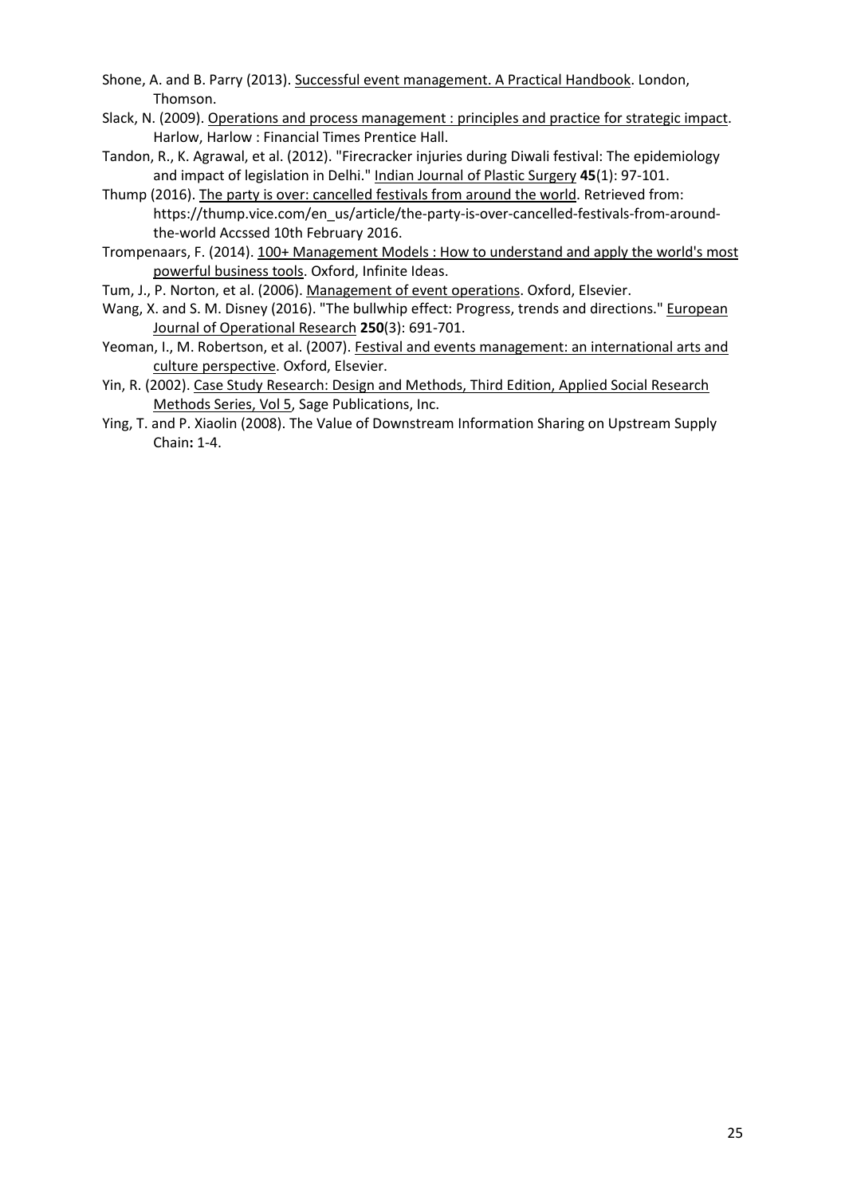Shone, A. and B. Parry (2013). Successful event management. A Practical Handbook. London, Thomson.

Slack, N. (2009). Operations and process management : principles and practice for strategic impact. Harlow, Harlow : Financial Times Prentice Hall.

Tandon, R., K. Agrawal, et al. (2012). "Firecracker injuries during Diwali festival: The epidemiology and impact of legislation in Delhi." Indian Journal of Plastic Surgery **45**(1): 97-101.

Thump (2016). The party is over: cancelled festivals from around the world. Retrieved from: https://thump.vice.com/en_us/article/the-party-is-over-cancelled-festivals-from-around-the-world Accssed 10th February 2016.

Trompenaars, F. (2014). 100+ Management Models : How to understand and apply the world's most powerful business tools. Oxford, Infinite Ideas.

Tum, J., P. Norton, et al. (2006). Management of event operations. Oxford, Elsevier.

Wang, X. and S. M. Disney (2016). "The bullwhip effect: Progress, trends and directions." European Journal of Operational Research **250**(3): 691-701.

Yeoman, I., M. Robertson, et al. (2007). Festival and events management: an international arts and culture perspective. Oxford, Elsevier.

Yin, R. (2002). Case Study Research: Design and Methods, Third Edition, Applied Social Research Methods Series, Vol 5, Sage Publications, Inc.

Ying, T. and P. Xiaolin (2008). The Value of Downstream Information Sharing on Upstream Supply Chain**:** 1-4.